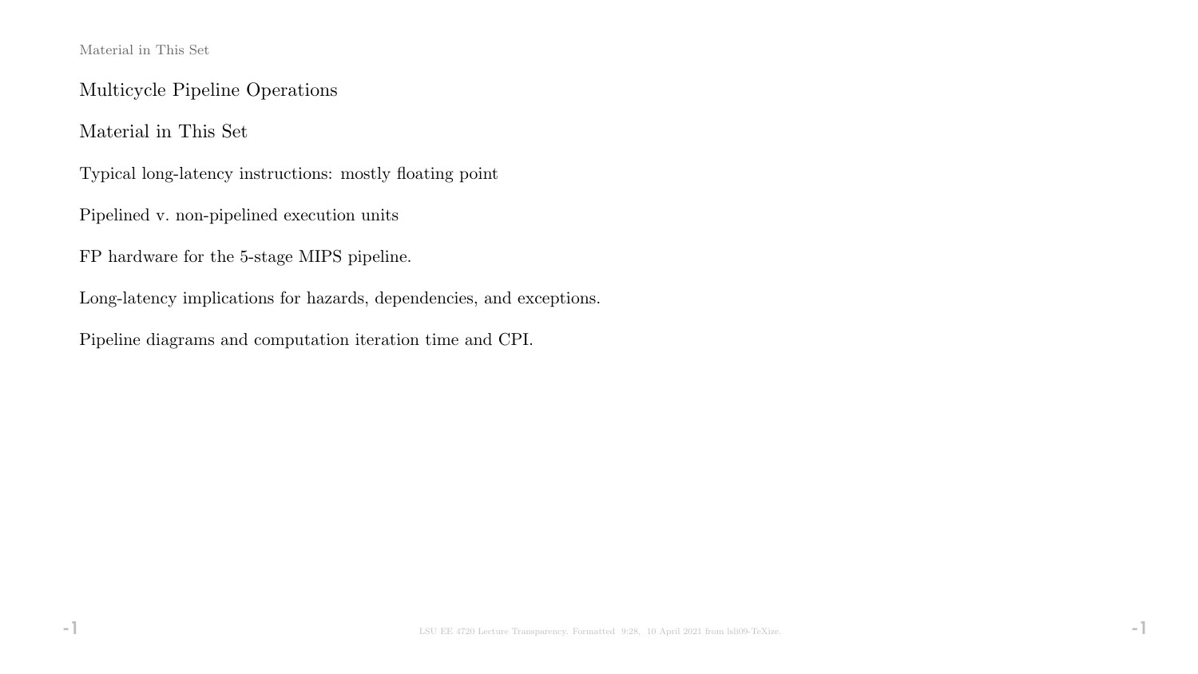# Multicycle Pipeline Operations

## Material in This Set

Typical long-latency instructions: mostly floating point

Pipelined v. non-pipelined execution units

FP hardware for the 5-stage MIPS pipeline.

Long-latency implications for hazards, dependencies, and exceptions.

Pipeline diagrams and computation iteration time and CPI.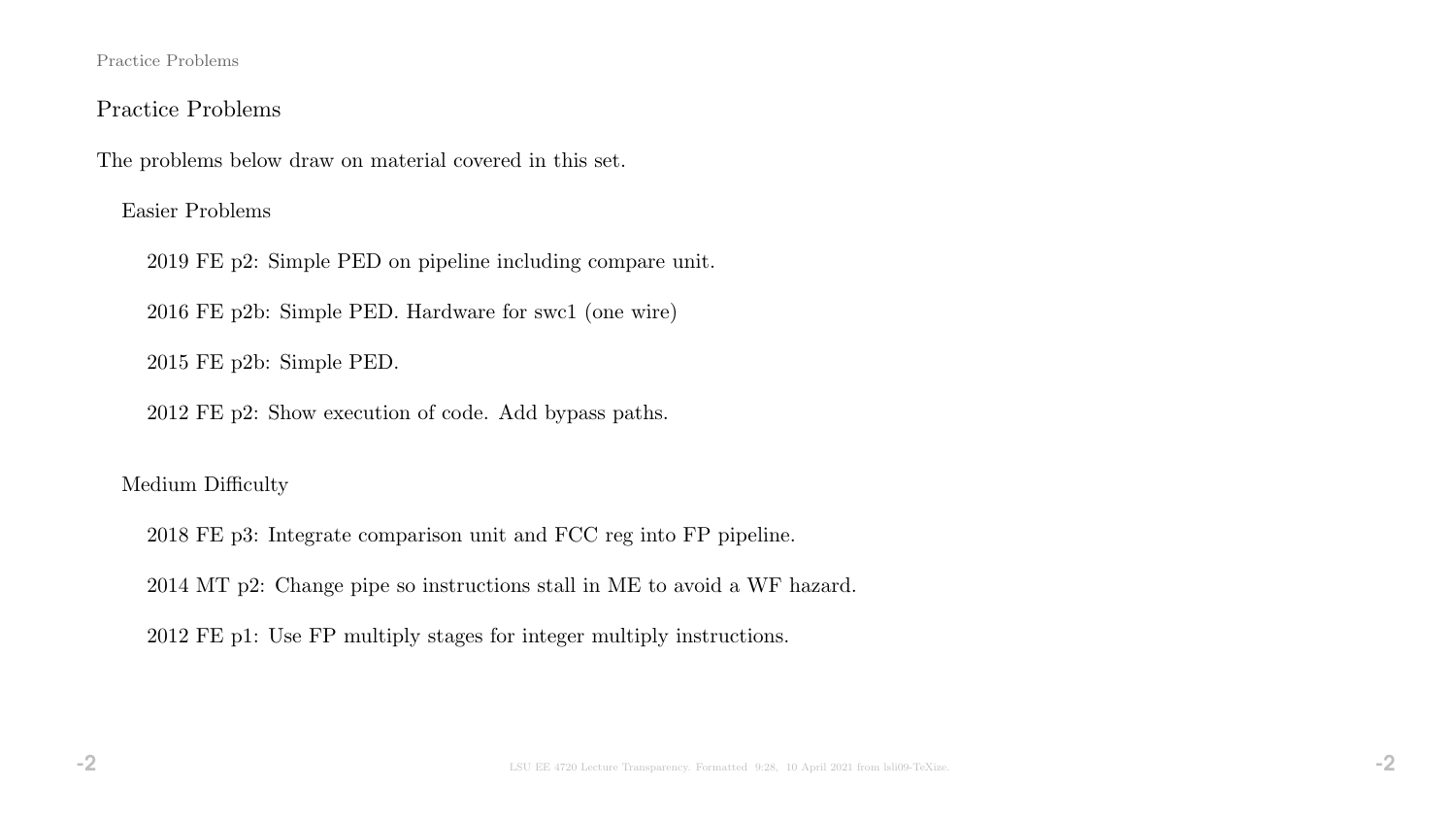## Practice Problems

The problems below draw on material covered in this set.

### Easier Problems

2019 FE p2: Simple PED on pipeline including compare unit.

2016 FE p2b: Simple PED. Hardware for swc1 (one wire)

2015 FE p2b: Simple PED.

2012 FE p2: Show execution of code. Add bypass paths.

### Medium Difficulty

2018 FE p3: Integrate comparison unit and FCC reg into FP pipeline.

2014 MT p2: Change pipe so instructions stall in ME to avoid a WF hazard.

2012 FE p1: Use FP multiply stages for integer multiply instructions.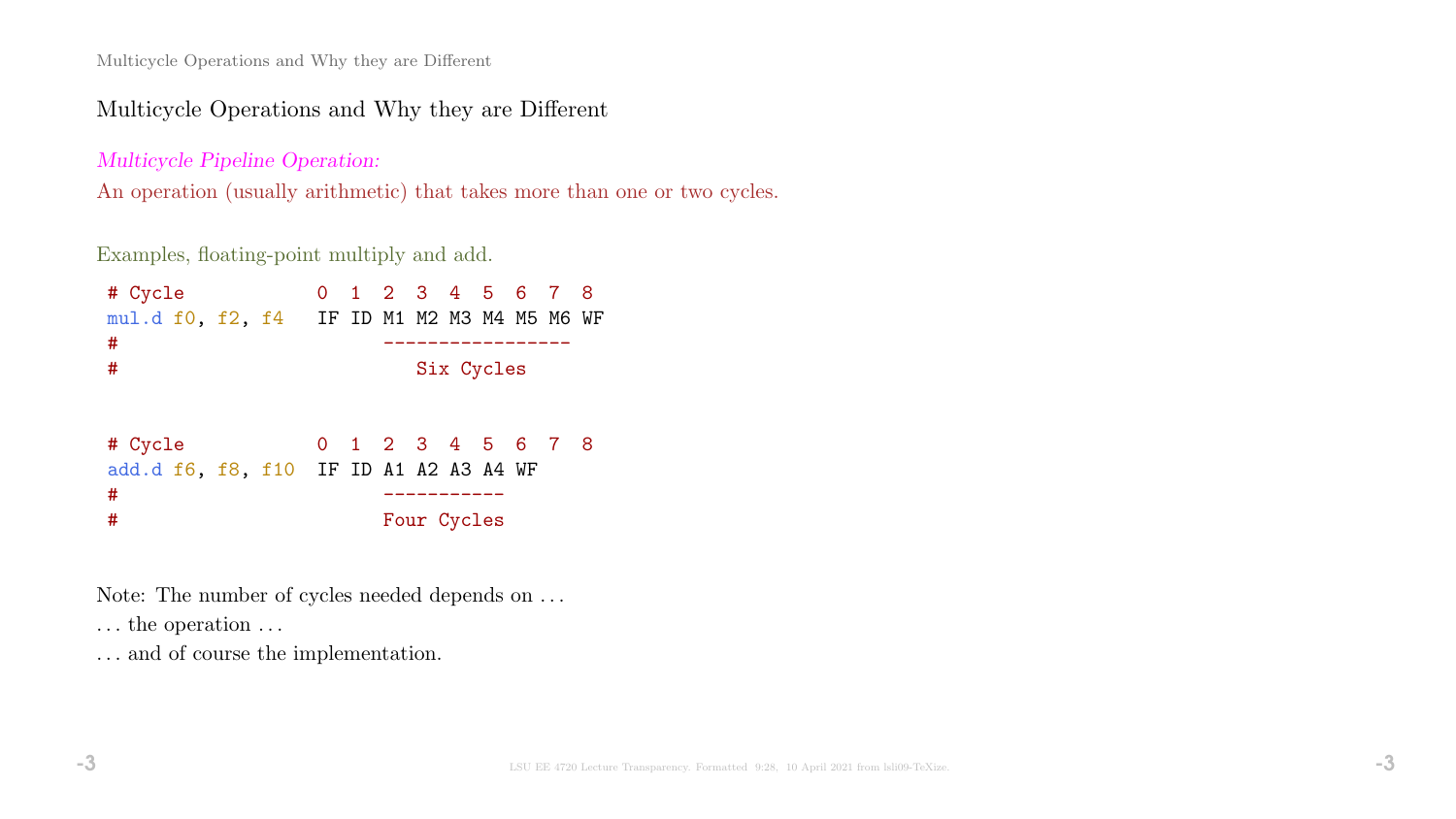## Multicycle Operations and Why they are Different

*Multicycle Pipeline Operation:*

An operation (usually arithmetic) that takes more than one or two cycles.

Examples, floating-point multiply and add.

```
# Cycle            0  1  2  3  4  5  6  7  8
mul.d f0, f2, f4   IF ID M1 M2 M3 M4 M5 M6 WF
#                        -----------------
#                           Six Cycles


# Cycle            0  1  2  3  4  5  6  7  8
add.d f6, f8, f10  IF ID A1 A2 A3 A4 WF
#                        -----------
#                        Four Cycles
```

Note: The number of cycles needed depends on ...

... the operation ...

... and of course the implementation.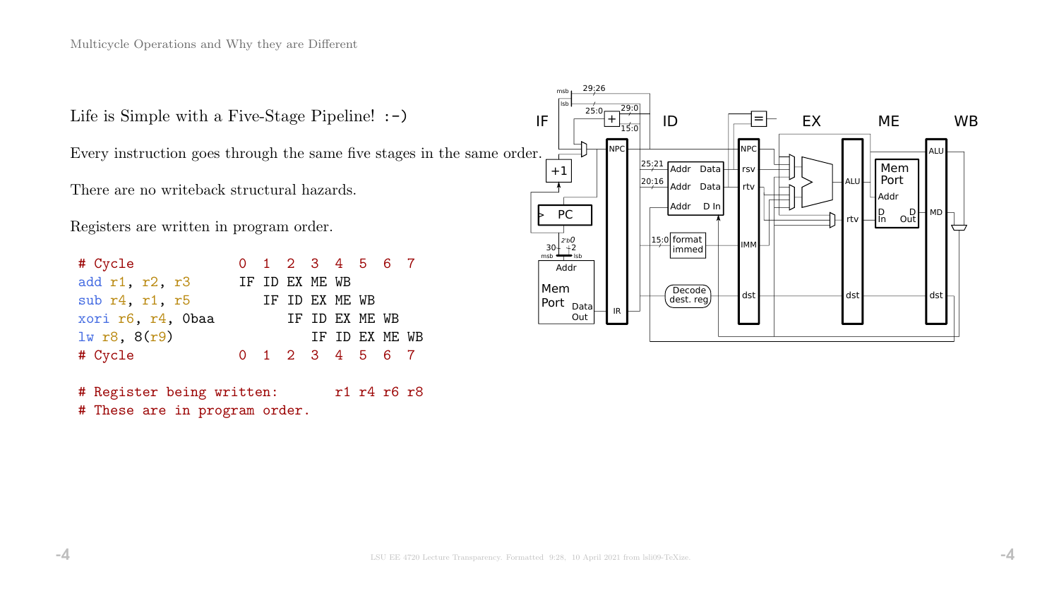Life is Simple with a Five-Stage Pipeline! :-)

Every instruction goes through the same five stages in the same order.

There are no writeback structural hazards.

Registers are written in program order.

```
# Cycle              0  1  2  3  4  5  6  7
add r1, r2, r3       IF ID EX ME WB
sub r4, r1, r5          IF ID EX ME WB
xori r6, r4, 0baa          IF ID EX ME WB
lw r8, 8(r9)                  IF ID EX ME WB
# Cycle              0  1  2  3  4  5  6  7

# Register being written:       r1 r4 r6 r8
# These are in program order.
```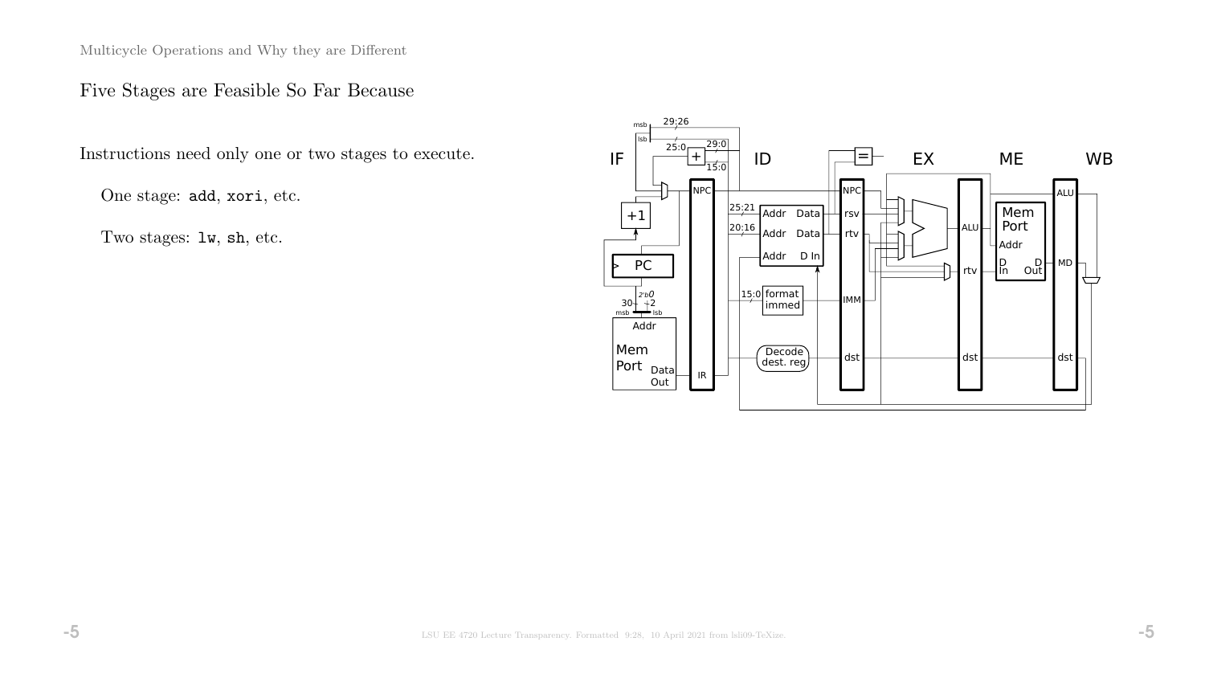## Five Stages are Feasible So Far Because

Instructions need only one or two stages to execute.

One stage: `add`, `xori`, etc.

Two stages: `lw`, `sh`, etc.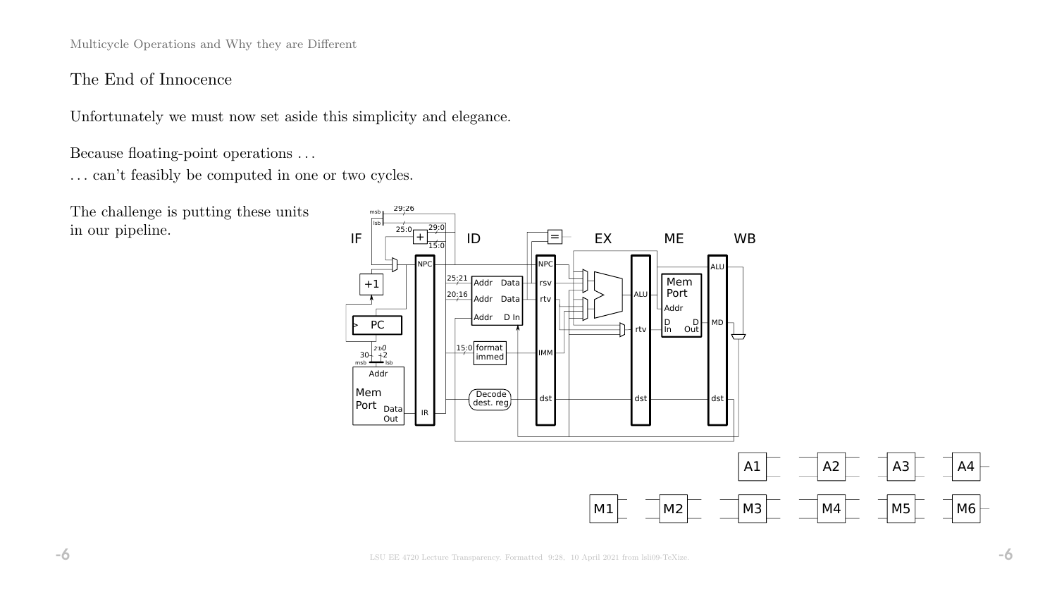## The End of Innocence

Unfortunately we must now set aside this simplicity and elegance.

Because floating-point operations . . .
. . . can't feasibly be computed in one or two cycles.

The challenge is putting these units in our pipeline.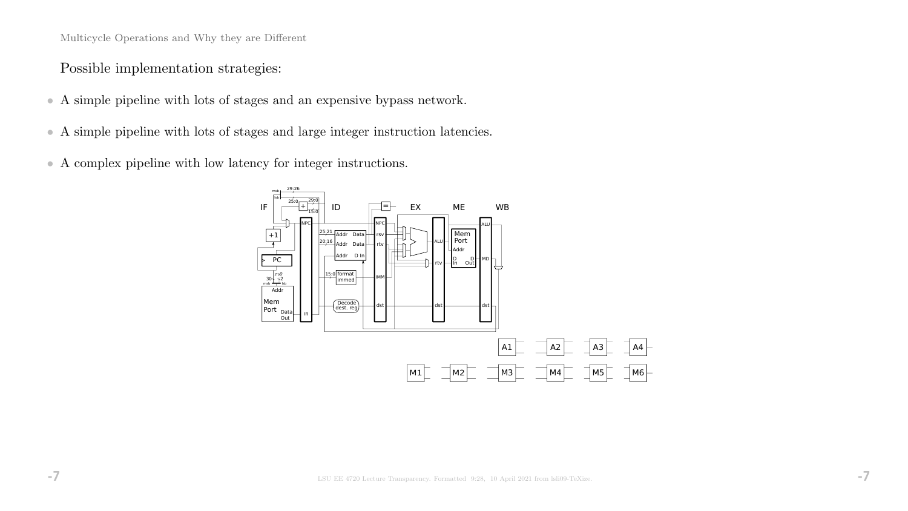Possible implementation strategies:

- A simple pipeline with lots of stages and an expensive bypass network.
- A simple pipeline with lots of stages and large integer instruction latencies.
- A complex pipeline with low latency for integer instructions.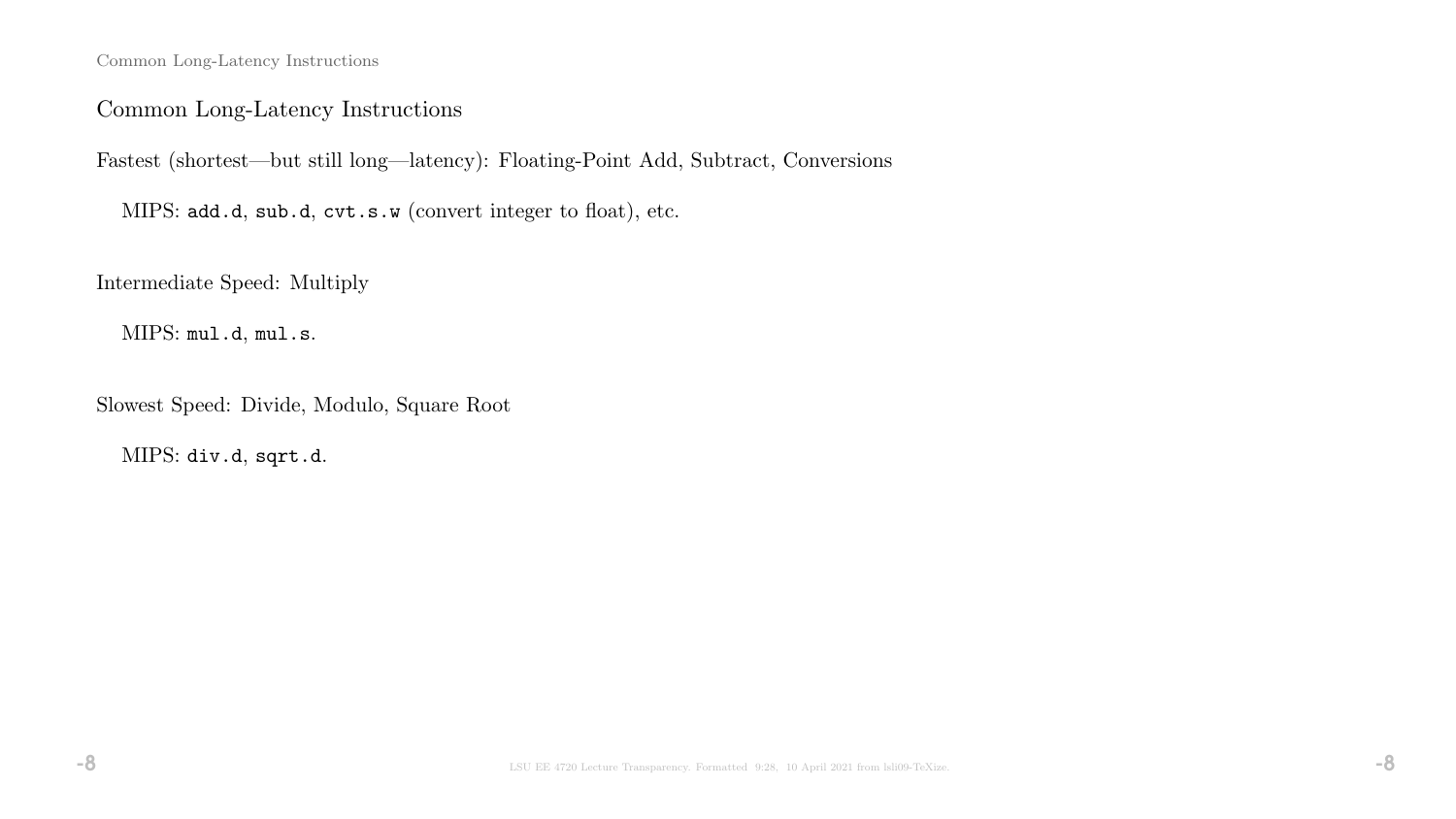## Common Long-Latency Instructions

Fastest (shortest—but still long—latency): Floating-Point Add, Subtract, Conversions

MIPS: `add.d`, `sub.d`, `cvt.s.w` (convert integer to float), etc.

Intermediate Speed: Multiply

MIPS: `mul.d`, `mul.s`.

Slowest Speed: Divide, Modulo, Square Root

MIPS: `div.d`, `sqrt.d`.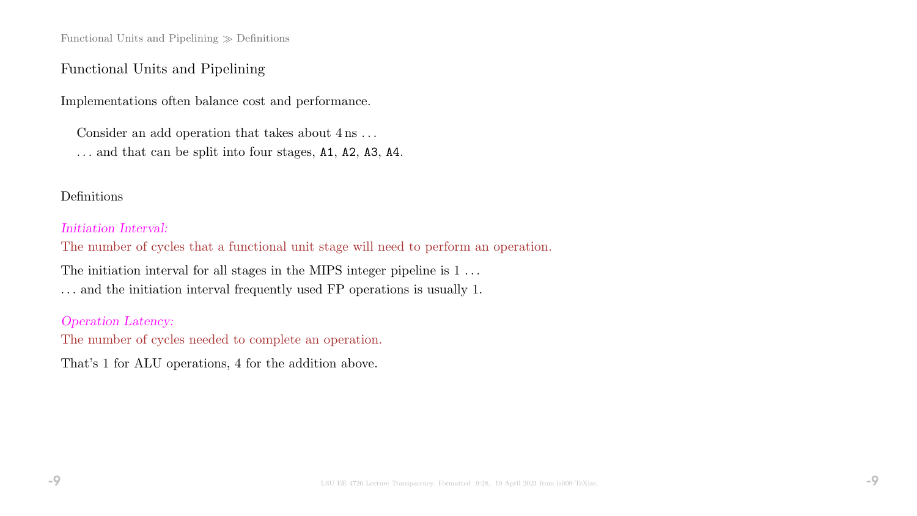## Functional Units and Pipelining

Implementations often balance cost and performance.

Consider an add operation that takes about 4 ns . . .
. . . and that can be split into four stages, `A1`, `A2`, `A3`, `A4`.

### Definitions

*Initiation Interval:*
The number of cycles that a functional unit stage will need to perform an operation.

The initiation interval for all stages in the MIPS integer pipeline is 1 . . .
. . . and the initiation interval frequently used FP operations is usually 1.

*Operation Latency:*
The number of cycles needed to complete an operation.

That's 1 for ALU operations, 4 for the addition above.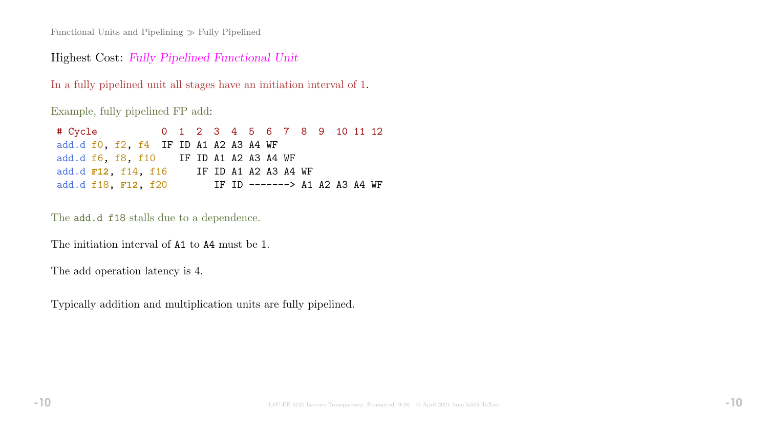Functional Units and Pipelining ≫ Fully Pipelined

## Highest Cost: *Fully Pipelined Functional Unit*

In a fully pipelined unit all stages have an initiation interval of 1.

Example, fully pipelined FP add:

```
# Cycle           0  1  2  3  4  5  6  7  8  9  10 11 12
add.d f0, f2, f4  IF ID A1 A2 A3 A4 WF
add.d f6, f8, f10    IF ID A1 A2 A3 A4 WF
add.d F12, f14, f16     IF ID A1 A2 A3 A4 WF
add.d f18, F12, f20        IF ID -------> A1 A2 A3 A4 WF
```

The `add.d f18` stalls due to a dependence.

The initiation interval of `A1` to `A4` must be 1.

The add operation latency is 4.

Typically addition and multiplication units are fully pipelined.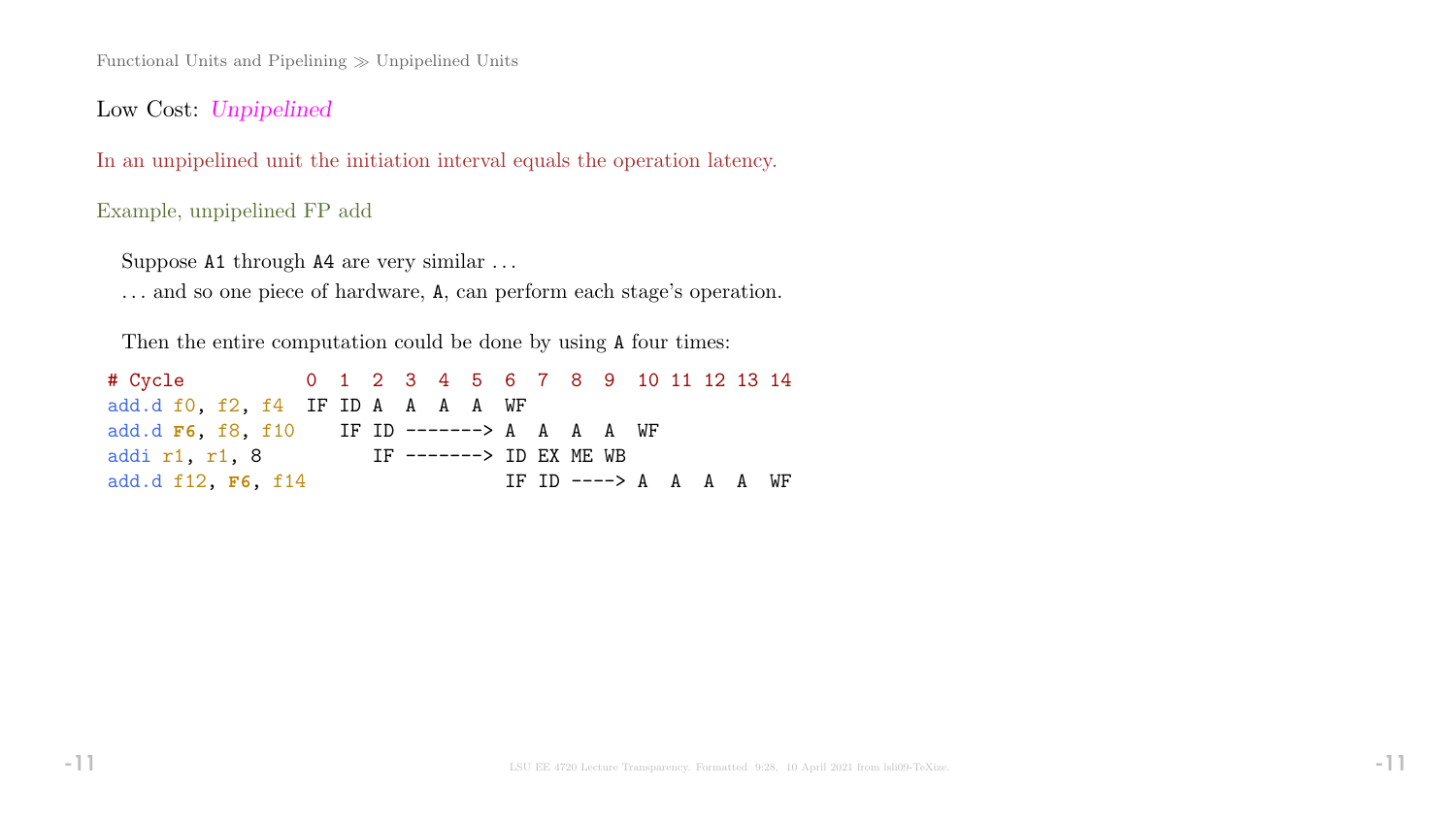## Low Cost: *Unpipelined*

In an unpipelined unit the initiation interval equals the operation latency.

Example, unpipelined FP add

Suppose `A1` through `A4` are very similar ...

... and so one piece of hardware, `A`, can perform each stage's operation.

Then the entire computation could be done by using `A` four times:

```
# Cycle           0  1  2  3  4  5  6  7  8  9  10 11 12 13 14
add.d f0, f2, f4  IF ID A  A  A  A  WF
add.d F6, f8, f10    IF ID -------> A  A  A  A  WF
addi r1, r1, 8          IF -------> ID EX ME WB
add.d f12, F6, f14                  IF ID ----> A  A  A  A  WF
```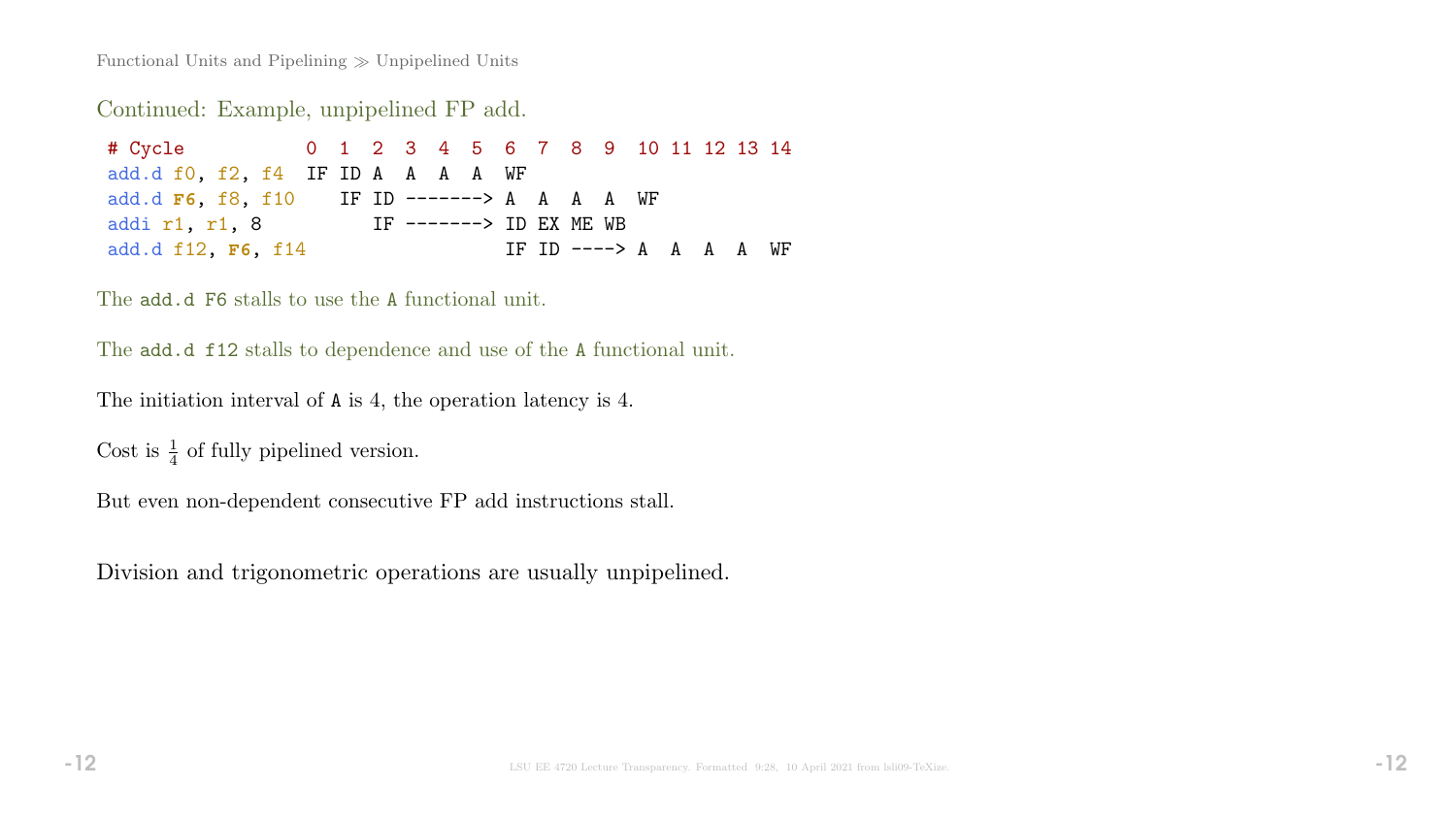Continued: Example, unpipelined FP add.

```
# Cycle           0  1  2  3  4  5  6  7  8  9  10 11 12 13 14
add.d f0, f2, f4  IF ID A  A  A  A  WF
add.d F6, f8, f10    IF ID -------> A  A  A  A  WF
addi r1, r1, 8          IF -------> ID EX ME WB
add.d f12, F6, f14                  IF ID ----> A  A  A  A  WF
```

The `add.d F6` stalls to use the `A` functional unit.

The `add.d f12` stalls to dependence and use of the `A` functional unit.

The initiation interval of `A` is 4, the operation latency is 4.

Cost is $\frac{1}{4}$ of fully pipelined version.

But even non-dependent consecutive FP add instructions stall.

Division and trigonometric operations are usually unpipelined.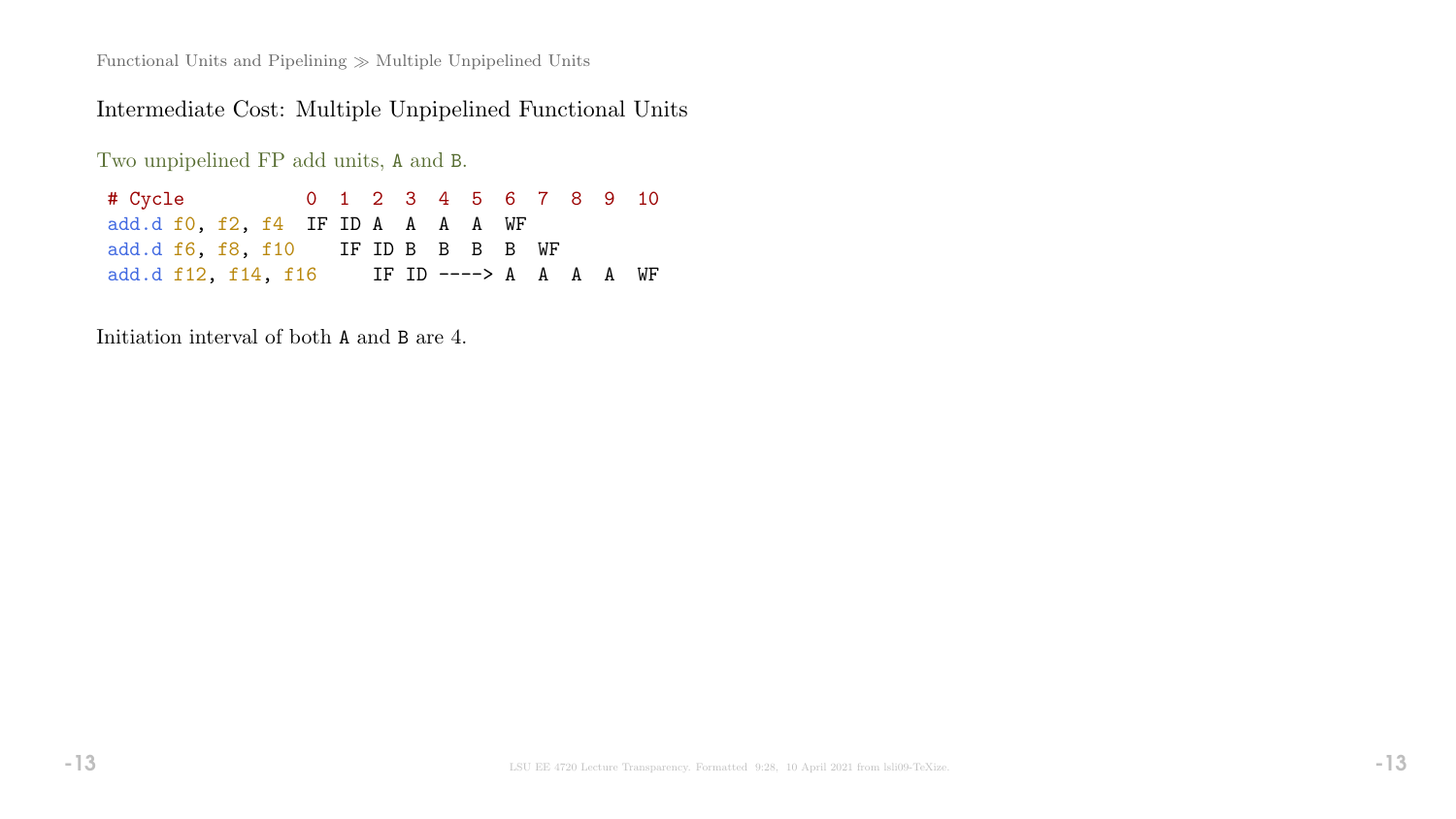## Intermediate Cost: Multiple Unpipelined Functional Units

Two unpipelined FP add units, A and B.

```
# Cycle           0  1  2  3  4  5  6  7  8  9  10
add.d f0, f2, f4  IF ID A  A  A  A  WF
add.d f6, f8, f10    IF ID B  B  B  B  WF
add.d f12, f14, f16     IF ID ----> A  A  A  A  WF
```

Initiation interval of both A and B are 4.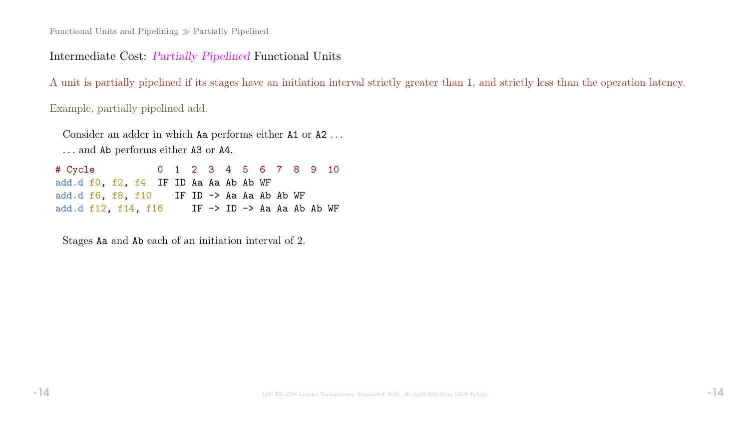Functional Units and Pipelining ≫ Partially Pipelined

## Intermediate Cost: *Partially Pipelined* Functional Units

A unit is partially pipelined if its stages have an initiation interval strictly greater than 1, and strictly less than the operation latency.

Example, partially pipelined add.

Consider an adder in which `Aa` performs either `A1` or `A2` ...

... and `Ab` performs either `A3` or `A4`.

```
# Cycle           0  1  2  3  4  5  6  7  8  9  10
add.d f0, f2, f4  IF ID Aa Aa Ab Ab WF
add.d f6, f8, f10    IF ID -> Aa Aa Ab Ab WF
add.d f12, f14, f16     IF -> ID -> Aa Aa Ab Ab WF
```

Stages `Aa` and `Ab` each of an initiation interval of 2.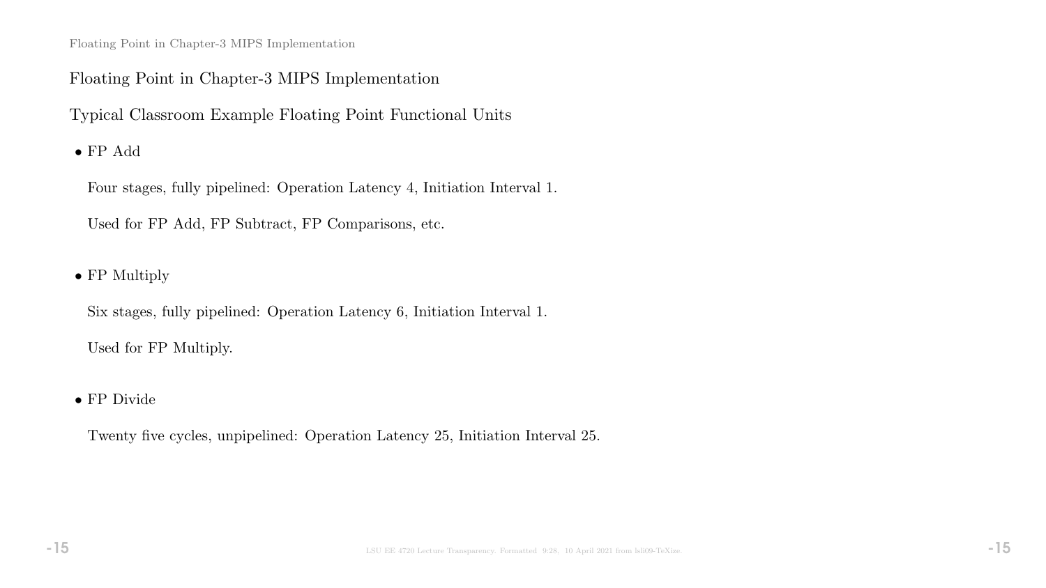## Floating Point in Chapter-3 MIPS Implementation

### Typical Classroom Example Floating Point Functional Units

- FP Add

  Four stages, fully pipelined: Operation Latency 4, Initiation Interval 1.

  Used for FP Add, FP Subtract, FP Comparisons, etc.

- FP Multiply

  Six stages, fully pipelined: Operation Latency 6, Initiation Interval 1.

  Used for FP Multiply.

- FP Divide

  Twenty five cycles, unpipelined: Operation Latency 25, Initiation Interval 25.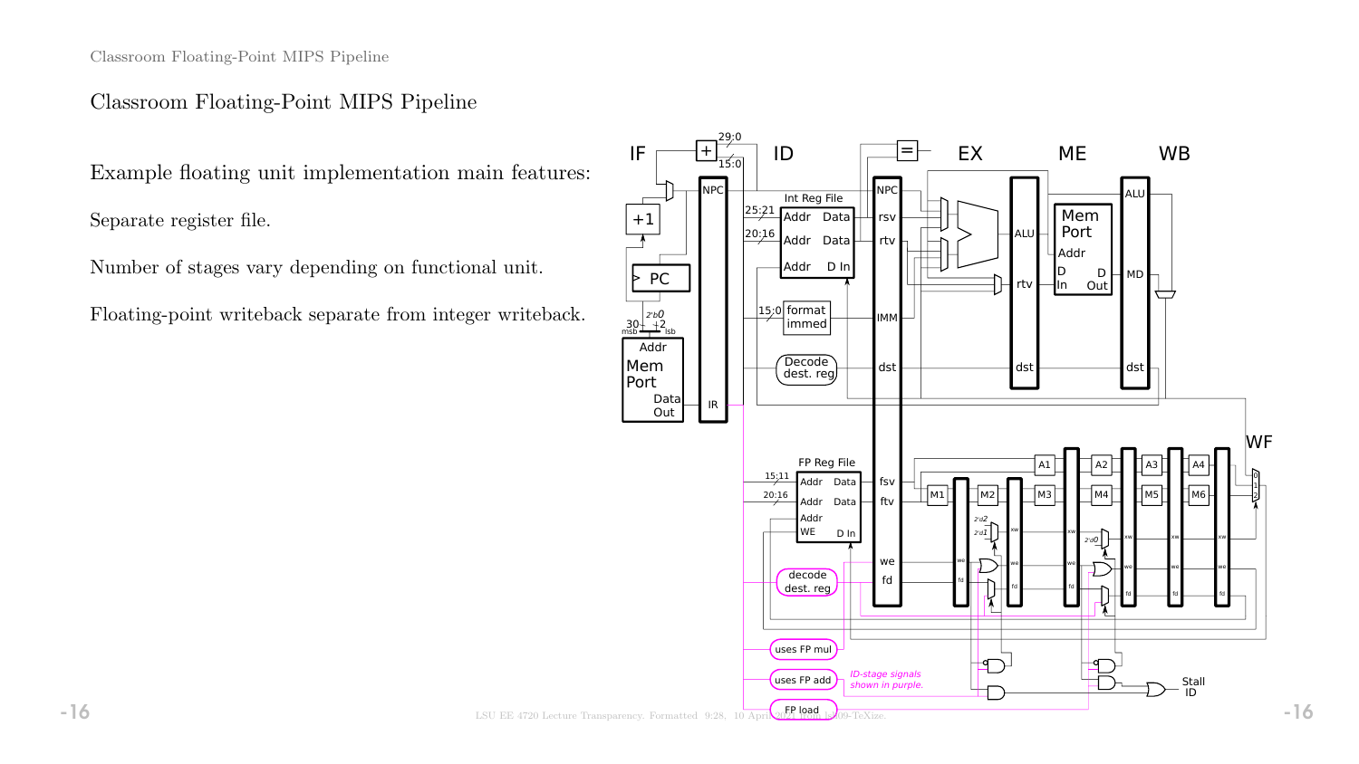# Classroom Floating-Point MIPS Pipeline

Example floating unit implementation main features:

Separate register file.

Number of stages vary depending on functional unit.

Floating-point writeback separate from integer writeback.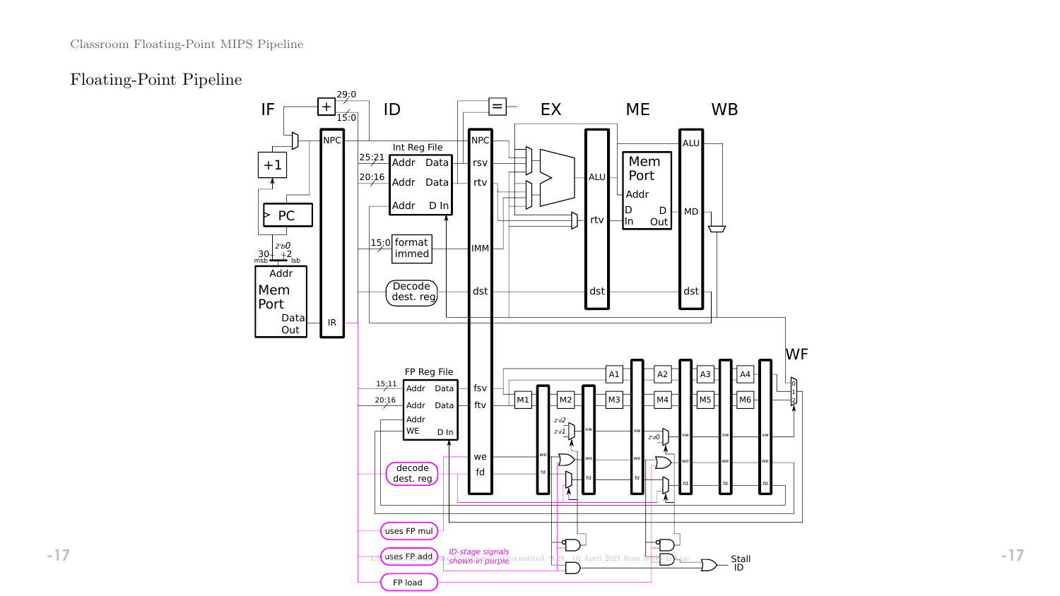## Floating-Point Pipeline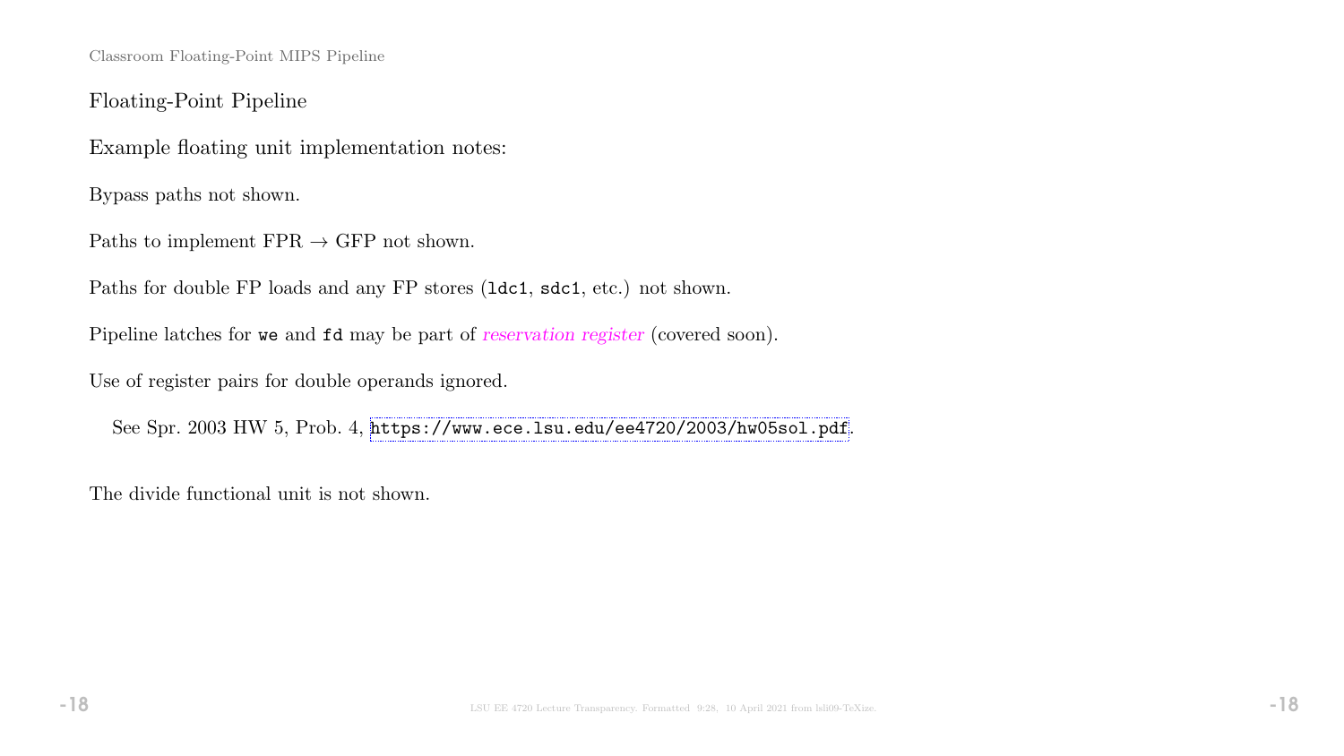## Floating-Point Pipeline

Example floating unit implementation notes:

Bypass paths not shown.

Paths to implement FPR $\rightarrow$ GFP not shown.

Paths for double FP loads and any FP stores (`ldc1`, `sdc1`, etc.) not shown.

Pipeline latches for `we` and `fd` may be part of *reservation register* (covered soon).

Use of register pairs for double operands ignored.

See Spr. 2003 HW 5, Prob. 4, https://www.ece.lsu.edu/ee4720/2003/hw05sol.pdf.

The divide functional unit is not shown.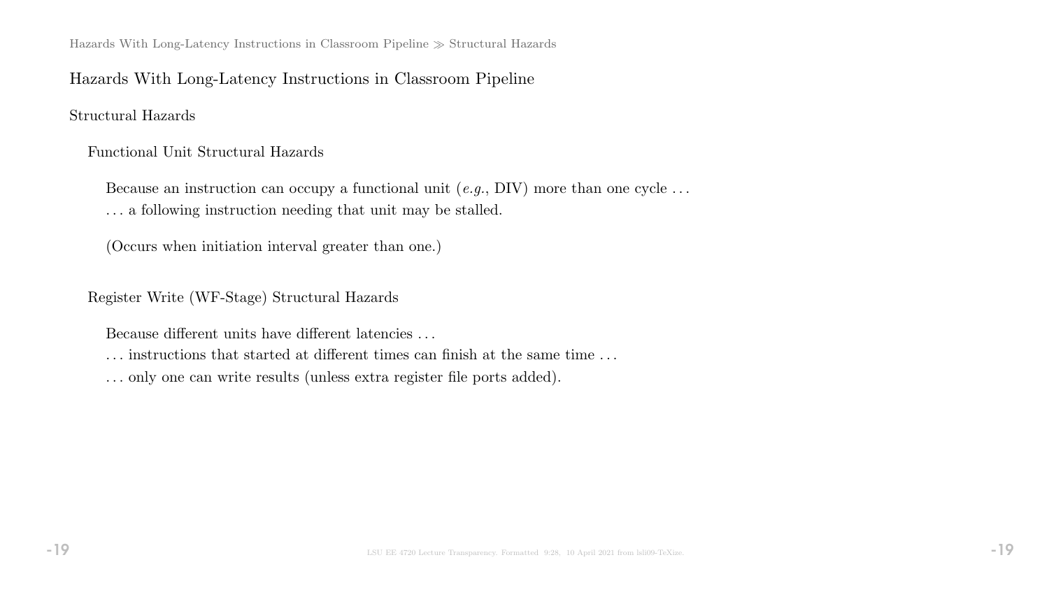# Hazards With Long-Latency Instructions in Classroom Pipeline

## Structural Hazards

### Functional Unit Structural Hazards

Because an instruction can occupy a functional unit (*e.g.*, DIV) more than one cycle ...
... a following instruction needing that unit may be stalled.

(Occurs when initiation interval greater than one.)

### Register Write (WF-Stage) Structural Hazards

Because different units have different latencies ...
... instructions that started at different times can finish at the same time ...
... only one can write results (unless extra register file ports added).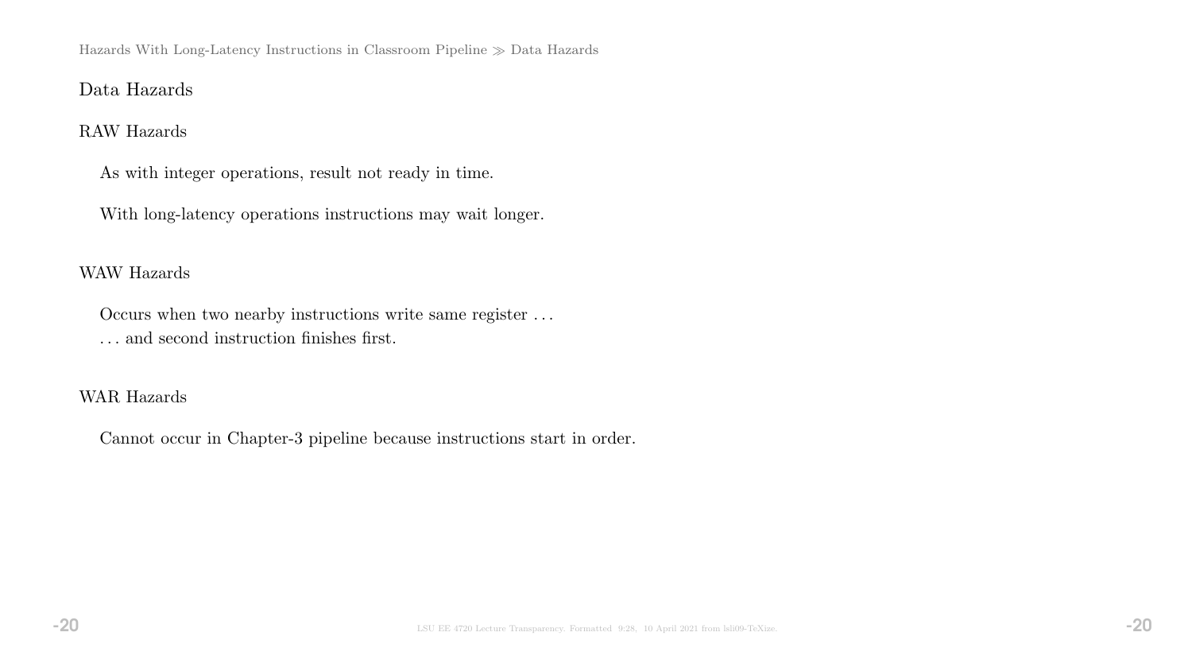## Data Hazards

### RAW Hazards

As with integer operations, result not ready in time.

With long-latency operations instructions may wait longer.

### WAW Hazards

Occurs when two nearby instructions write same register ...
... and second instruction finishes first.

### WAR Hazards

Cannot occur in Chapter-3 pipeline because instructions start in order.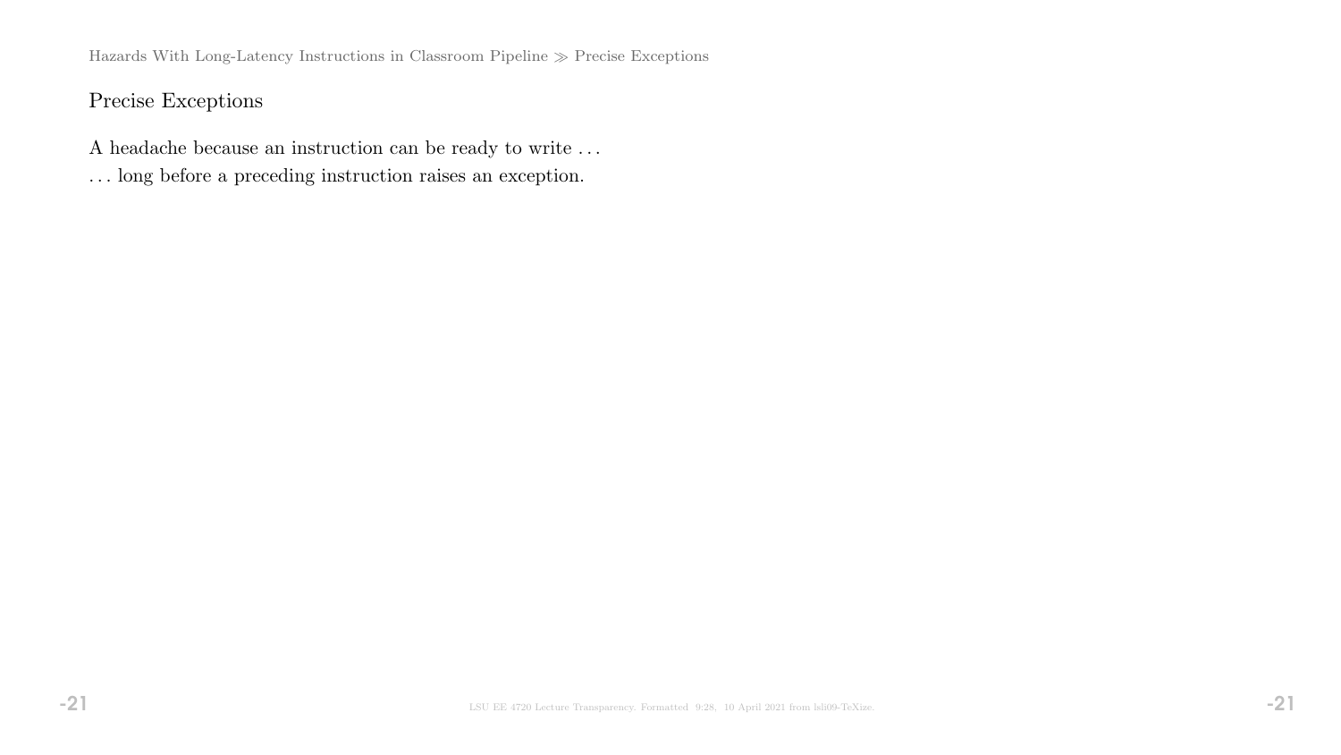## Precise Exceptions

A headache because an instruction can be ready to write . . .

. . . long before a preceding instruction raises an exception.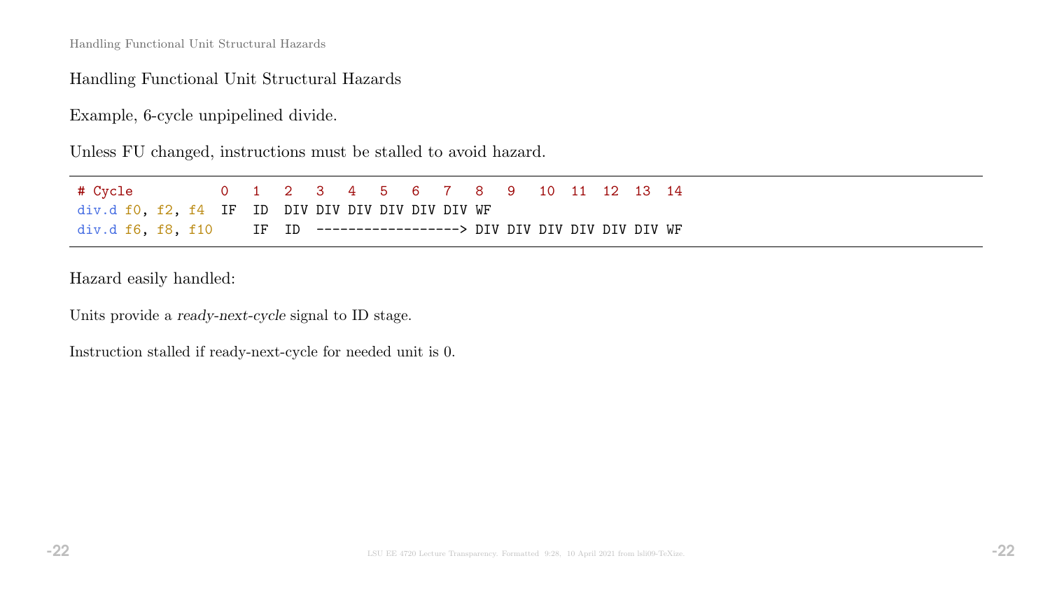## Handling Functional Unit Structural Hazards

Example, 6-cycle unpipelined divide.

Unless FU changed, instructions must be stalled to avoid hazard.

```
# Cycle          0   1   2   3   4   5   6   7   8   9   10  11  12  13  14
div.d f0, f2, f4  IF  ID  DIV DIV DIV DIV DIV DIV WF
div.d f6, f8, f10     IF  ID  ------------------> DIV DIV DIV DIV DIV DIV WF
```

Hazard easily handled:

Units provide a *ready-next-cycle* signal to ID stage.

Instruction stalled if ready-next-cycle for needed unit is 0.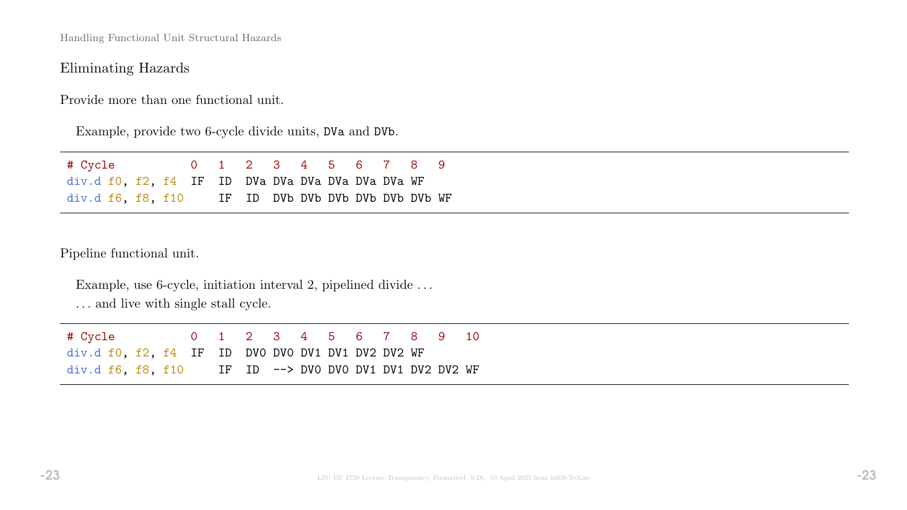## Eliminating Hazards

Provide more than one functional unit.

Example, provide two 6-cycle divide units, `DVa` and `DVb`.

```
# Cycle          0   1   2   3   4   5   6   7   8   9
div.d f0, f2, f4  IF  ID  DVa DVa DVa DVa DVa DVa WF
div.d f6, f8, f10     IF  ID  DVb DVb DVb DVb DVb DVb WF
```

Pipeline functional unit.

Example, use 6-cycle, initiation interval 2, pipelined divide ...

... and live with single stall cycle.

```
# Cycle          0   1   2   3   4   5   6   7   8   9   10
div.d f0, f2, f4  IF  ID  DV0 DV0 DV1 DV1 DV2 DV2 WF
div.d f6, f8, f10     IF  ID  --> DV0 DV0 DV1 DV1 DV2 DV2 WF
```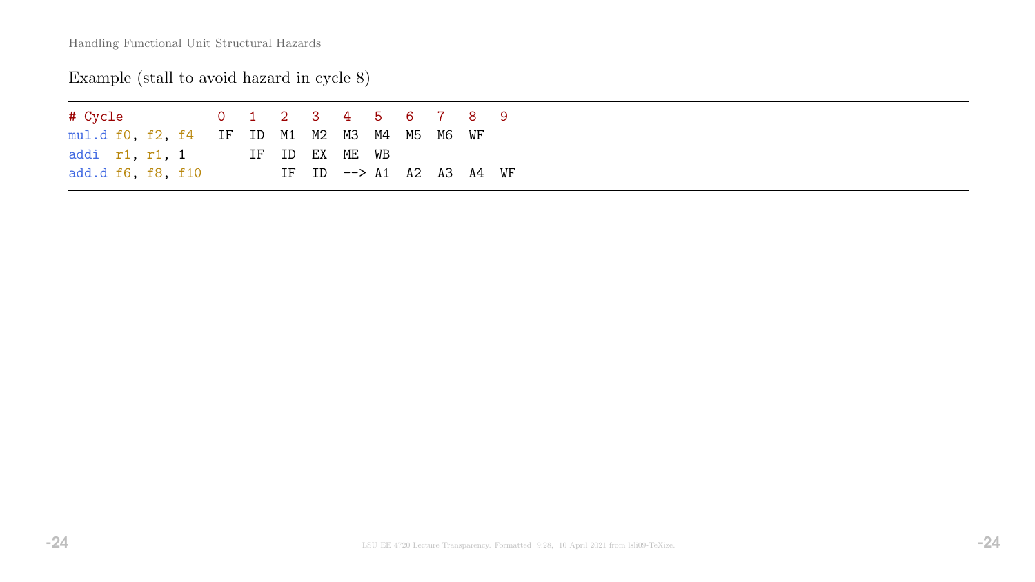Handling Functional Unit Structural Hazards

Example (stall to avoid hazard in cycle 8)

```
# Cycle          0   1   2   3   4   5   6   7   8   9
mul.d f0, f2, f4   IF  ID  M1  M2  M3  M4  M5  M6  WF
addi  r1, r1, 1        IF  ID  EX  ME  WB
add.d f6, f8, f10          IF  ID  --> A1  A2  A3  A4  WF
```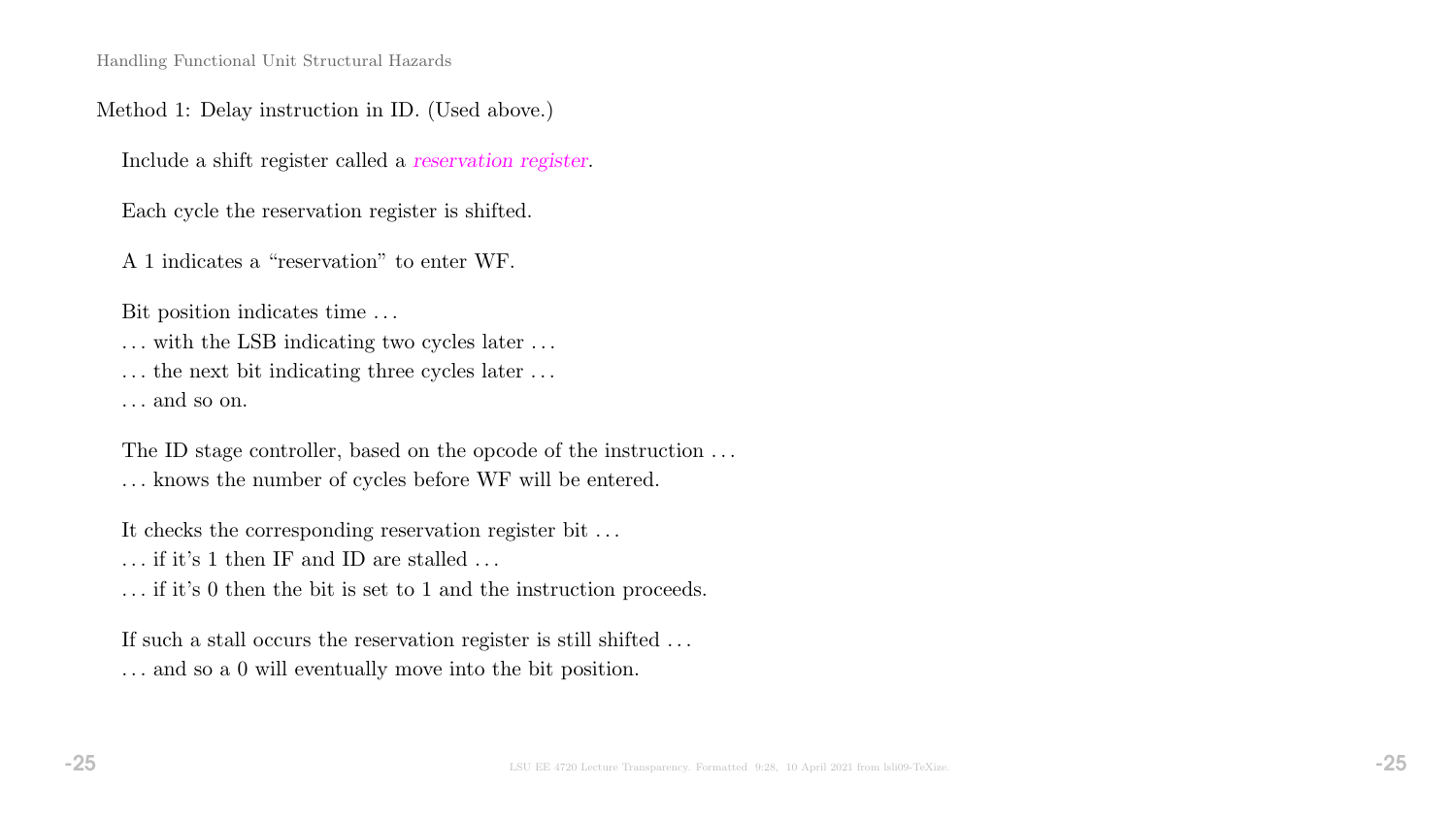## Handling Functional Unit Structural Hazards

Method 1: Delay instruction in ID. (Used above.)

Include a shift register called a *reservation register*.

Each cycle the reservation register is shifted.

A 1 indicates a "reservation" to enter WF.

Bit position indicates time . . .
. . . with the LSB indicating two cycles later . . .
. . . the next bit indicating three cycles later . . .
. . . and so on.

The ID stage controller, based on the opcode of the instruction . . .
. . . knows the number of cycles before WF will be entered.

It checks the corresponding reservation register bit . . .
. . . if it's 1 then IF and ID are stalled . . .
. . . if it's 0 then the bit is set to 1 and the instruction proceeds.

If such a stall occurs the reservation register is still shifted . . .
. . . and so a 0 will eventually move into the bit position.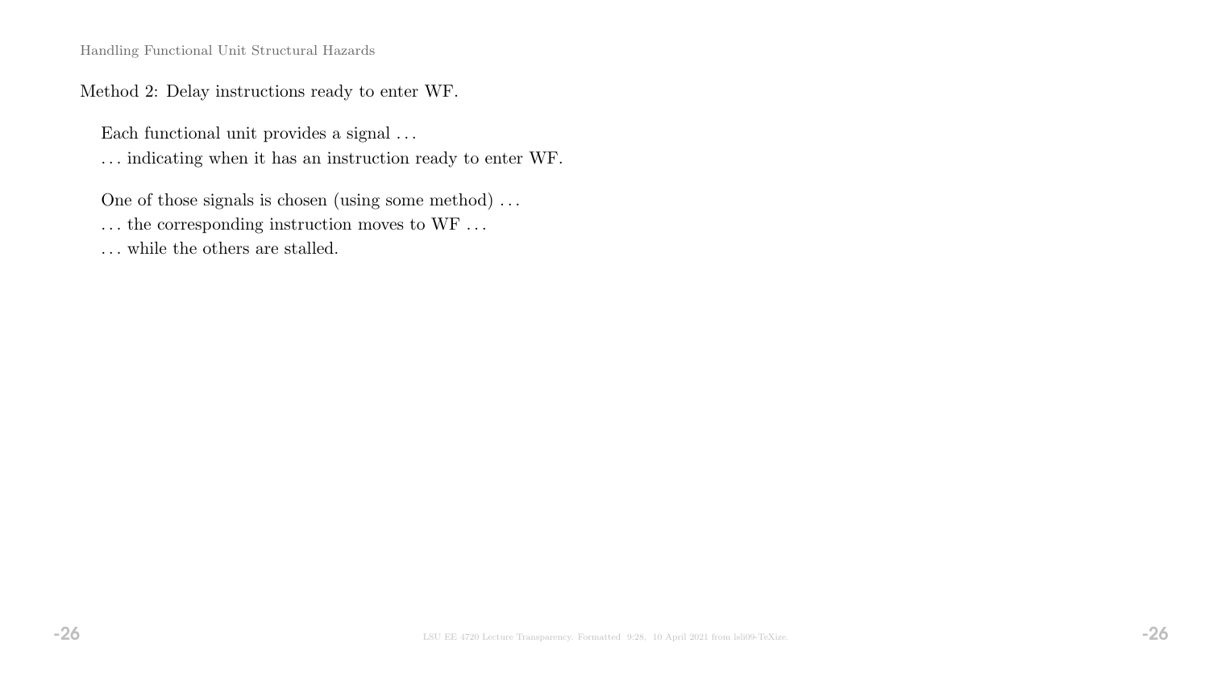## Handling Functional Unit Structural Hazards

Method 2: Delay instructions ready to enter WF.

Each functional unit provides a signal . . .
. . . indicating when it has an instruction ready to enter WF.

One of those signals is chosen (using some method) . . .
. . . the corresponding instruction moves to WF . . .
. . . while the others are stalled.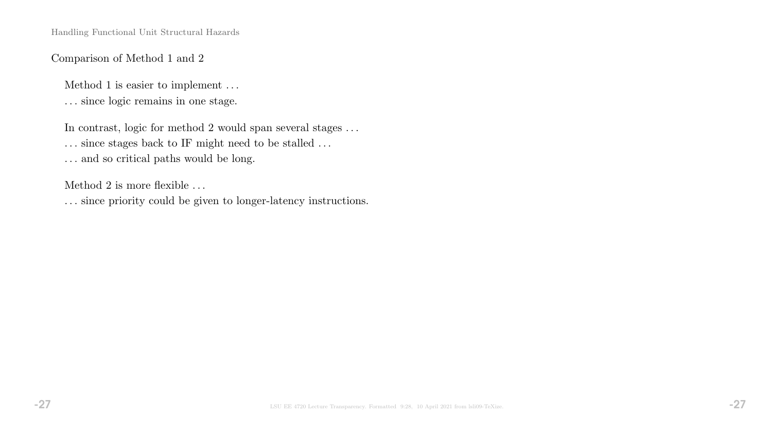## Comparison of Method 1 and 2

Method 1 is easier to implement . . .
. . . since logic remains in one stage.

In contrast, logic for method 2 would span several stages . . .
. . . since stages back to IF might need to be stalled . . .
. . . and so critical paths would be long.

Method 2 is more flexible . . .
. . . since priority could be given to longer-latency instructions.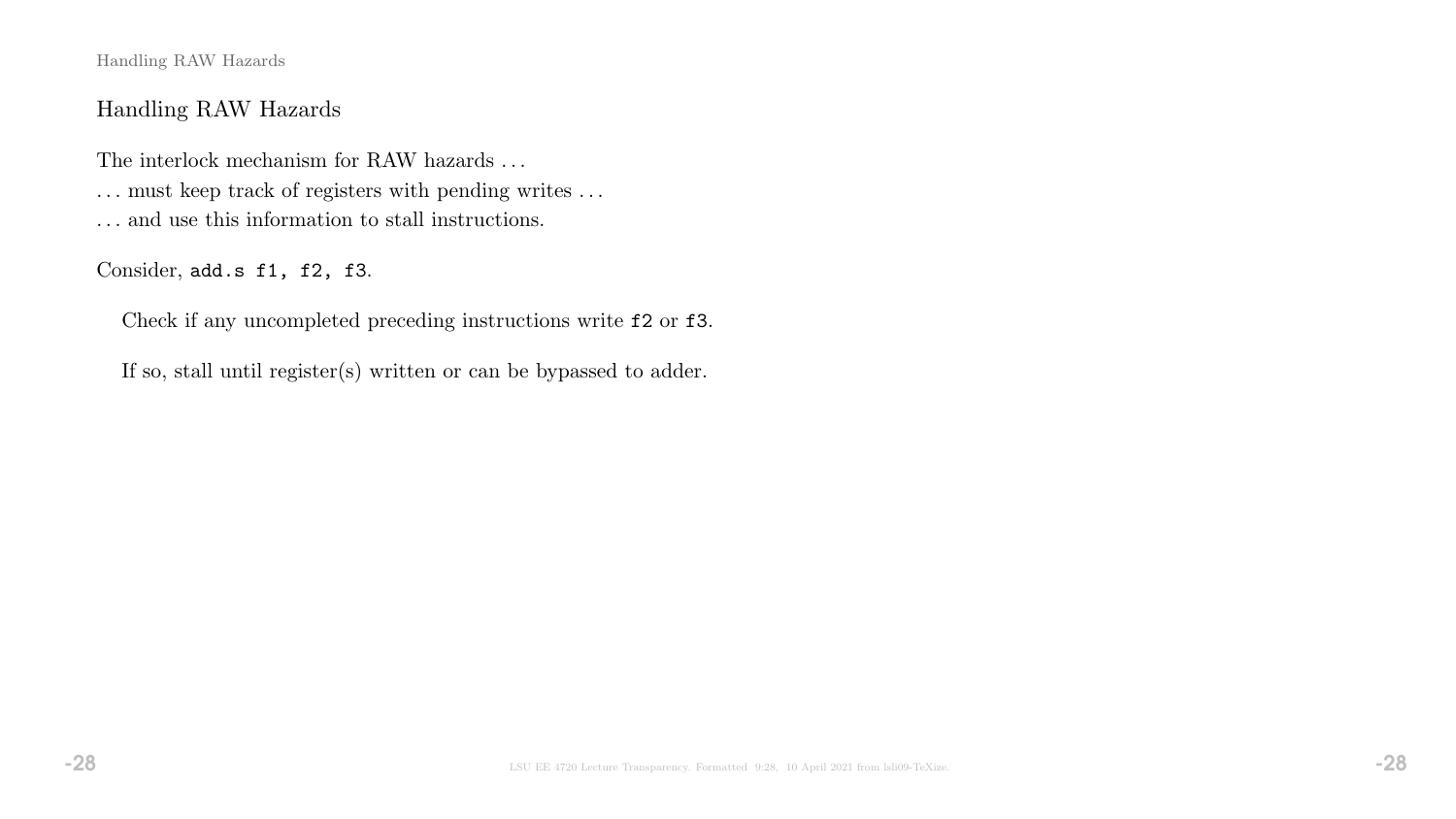## Handling RAW Hazards

The interlock mechanism for RAW hazards . . .

. . . must keep track of registers with pending writes . . .

. . . and use this information to stall instructions.

Consider, `add.s f1, f2, f3`.

Check if any uncompleted preceding instructions write `f2` or `f3`.

If so, stall until register(s) written or can be bypassed to adder.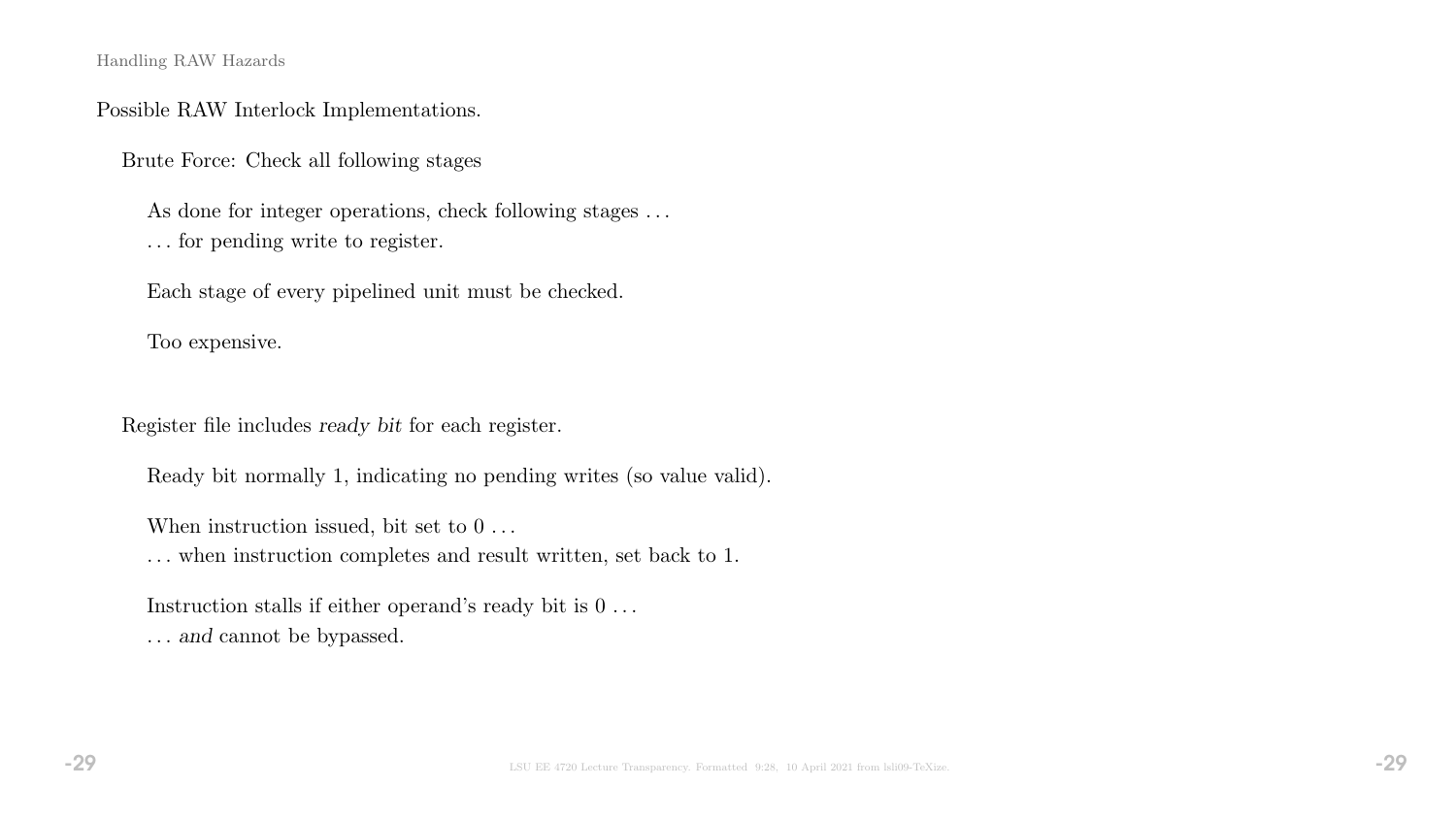## Possible RAW Interlock Implementations.

### Brute Force: Check all following stages

As done for integer operations, check following stages …
… for pending write to register.

Each stage of every pipelined unit must be checked.

Too expensive.

### Register file includes *ready bit* for each register.

Ready bit normally 1, indicating no pending writes (so value valid).

When instruction issued, bit set to 0 …
… when instruction completes and result written, set back to 1.

Instruction stalls if either operand's ready bit is 0 …
… *and* cannot be bypassed.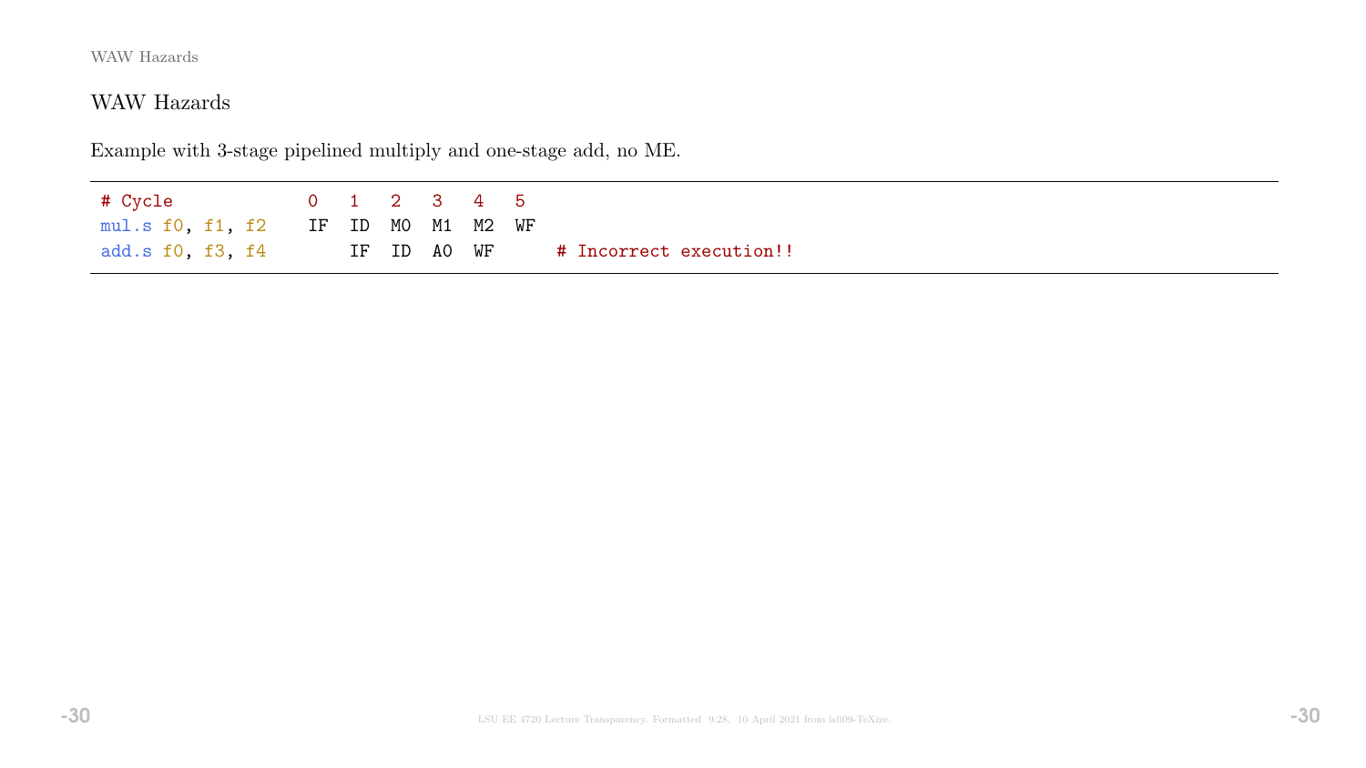## WAW Hazards

Example with 3-stage pipelined multiply and one-stage add, no ME.

```
# Cycle             0   1   2   3   4   5
mul.s f0, f1, f2    IF  ID  M0  M1  M2  WF
add.s f0, f3, f4        IF  ID  A0  WF      # Incorrect execution!!
```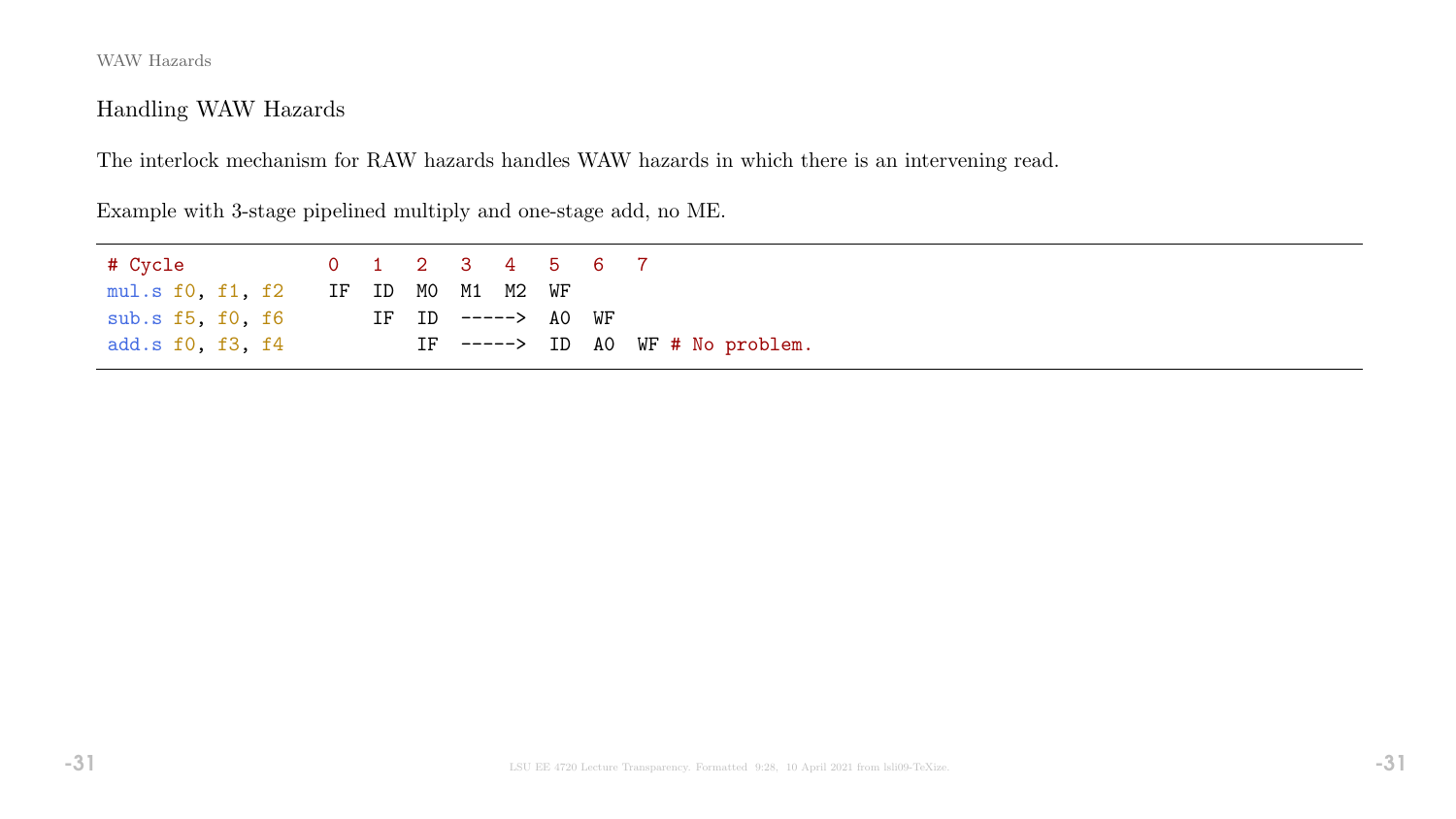WAW Hazards

## Handling WAW Hazards

The interlock mechanism for RAW hazards handles WAW hazards in which there is an intervening read.

Example with 3-stage pipelined multiply and one-stage add, no ME.

```
# Cycle            0   1   2   3   4   5   6   7
mul.s f0, f1, f2   IF  ID  M0  M1  M2  WF
sub.s f5, f0, f6       IF  ID  ----->  A0  WF
add.s f0, f3, f4           IF  ----->  ID  A0  WF # No problem.
```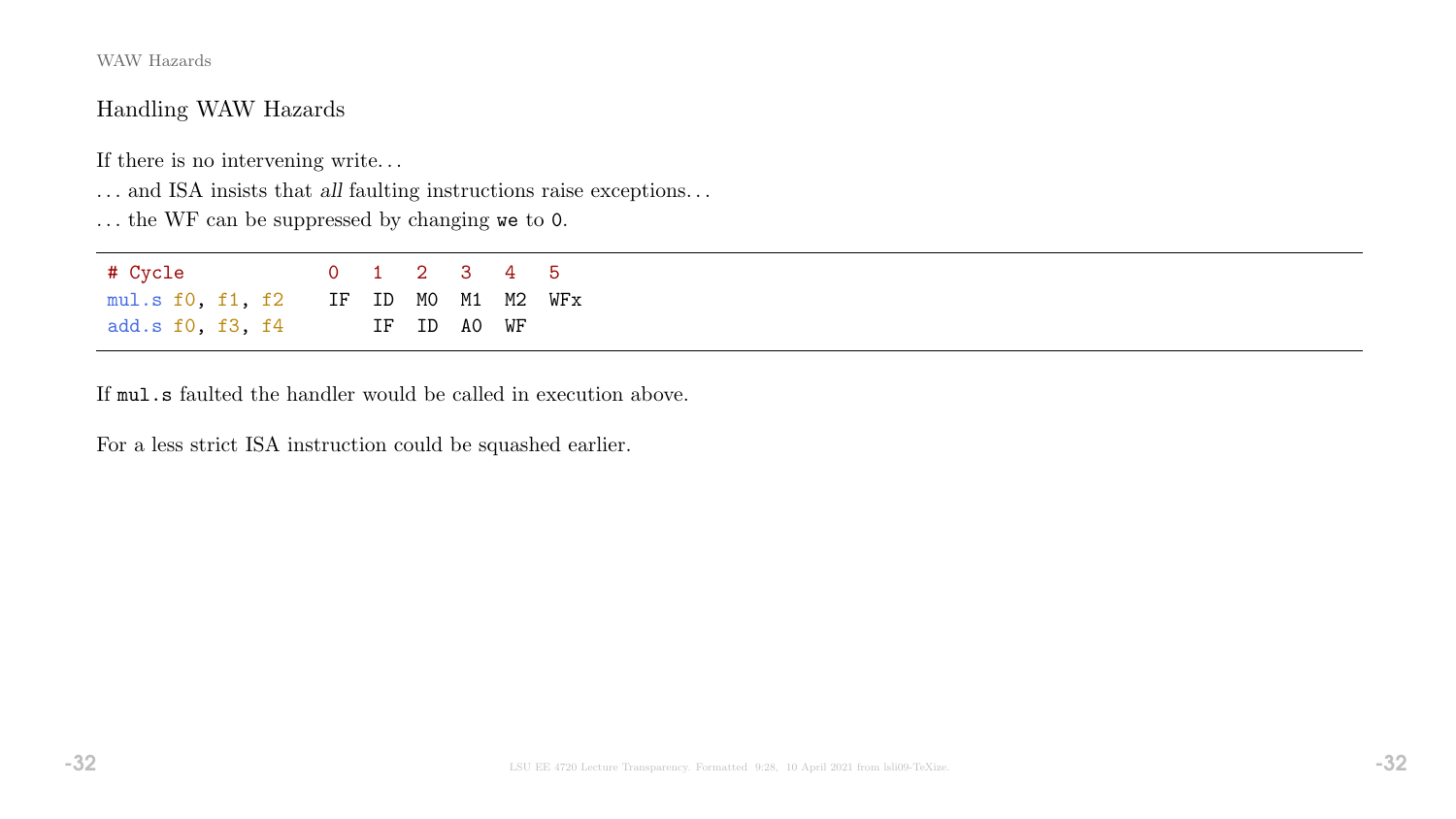## Handling WAW Hazards

If there is no intervening write…

… and ISA insists that *all* faulting instructions raise exceptions…

… the WF can be suppressed by changing `we` to `0`.

```
# Cycle            0   1   2   3   4   5
mul.s f0, f1, f2   IF  ID  M0  M1  M2  WFx
add.s f0, f3, f4       IF  ID  A0  WF
```

If `mul.s` faulted the handler would be called in execution above.

For a less strict ISA instruction could be squashed earlier.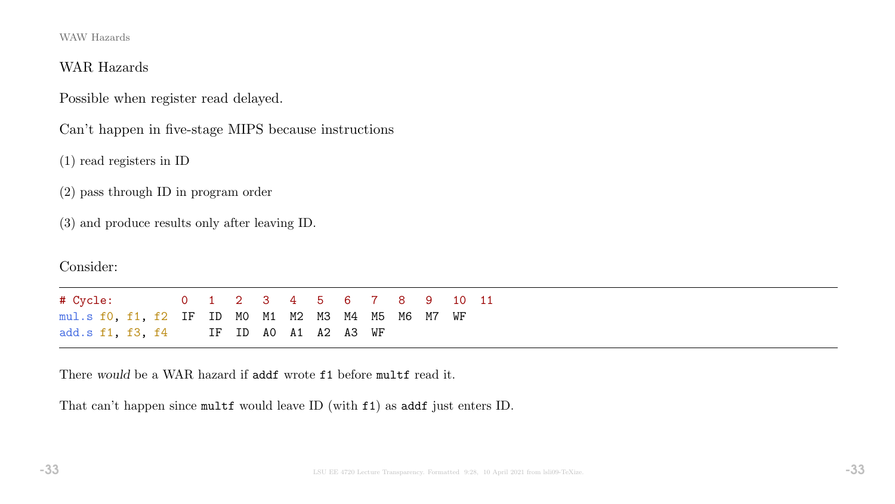## WAR Hazards

Possible when register read delayed.

Can't happen in five-stage MIPS because instructions

(1) read registers in ID

(2) pass through ID in program order

(3) and produce results only after leaving ID.

Consider:

```
# Cycle:          0   1   2   3   4   5   6   7   8   9   10  11
mul.s f0, f1, f2  IF  ID  M0  M1  M2  M3  M4  M5  M6  M7  WF
add.s f1, f3, f4      IF  ID  A0  A1  A2  A3  WF
```

There *would* be a WAR hazard if `addf` wrote `f1` before `multf` read it.

That can't happen since `multf` would leave ID (with `f1`) as `addf` just enters ID.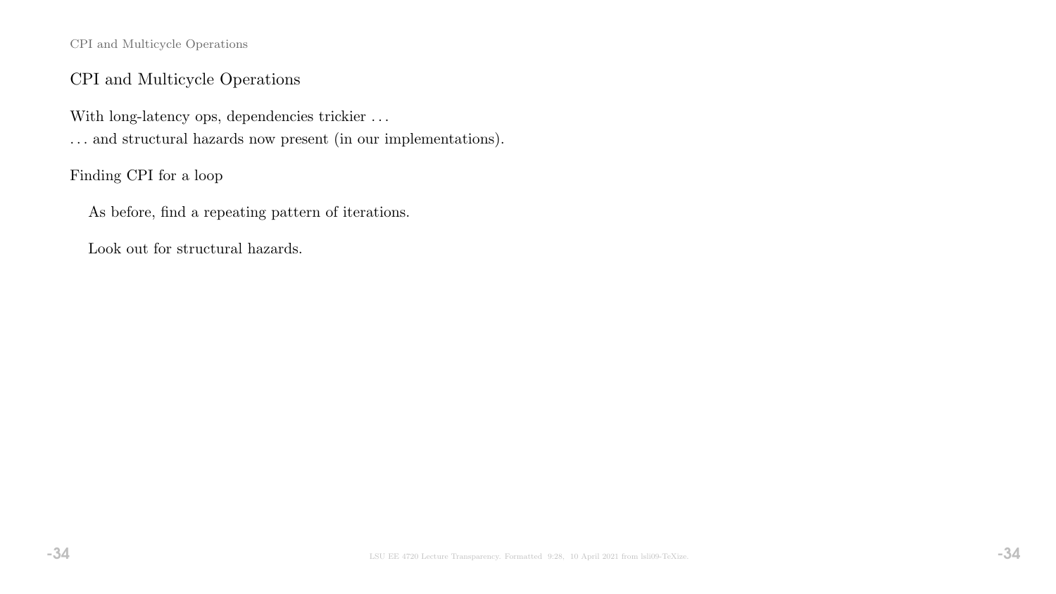## CPI and Multicycle Operations

With long-latency ops, dependencies trickier . . .

. . . and structural hazards now present (in our implementations).

Finding CPI for a loop

As before, find a repeating pattern of iterations.

Look out for structural hazards.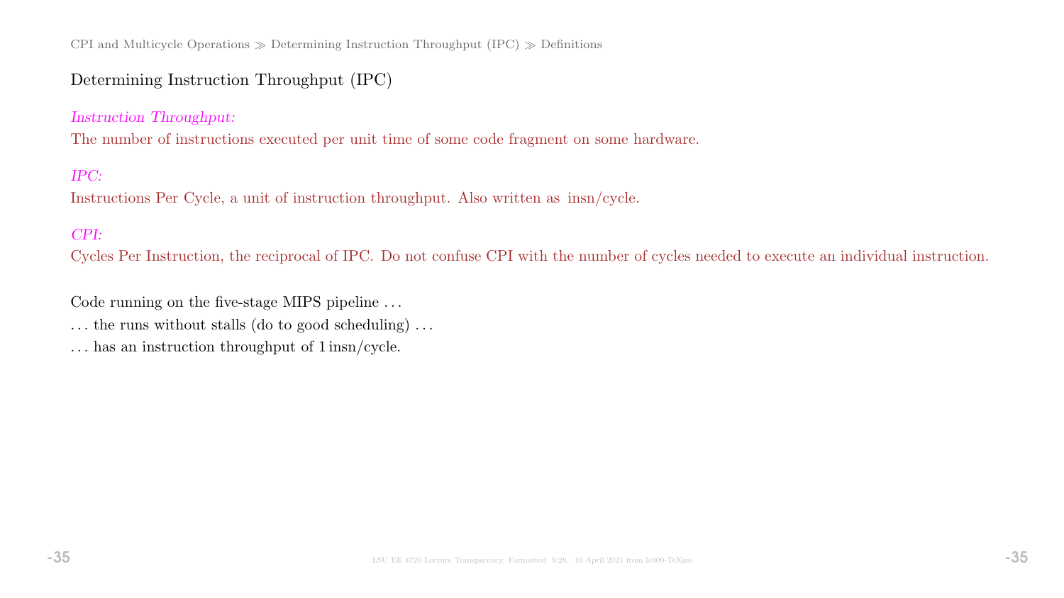## Determining Instruction Throughput (IPC)

*Instruction Throughput:*
The number of instructions executed per unit time of some code fragment on some hardware.

*IPC:*
Instructions Per Cycle, a unit of instruction throughput. Also written as insn/cycle.

*CPI:*
Cycles Per Instruction, the reciprocal of IPC. Do not confuse CPI with the number of cycles needed to execute an individual instruction.

Code running on the five-stage MIPS pipeline . . .
. . . the runs without stalls (do to good scheduling) . . .
. . . has an instruction throughput of 1 insn/cycle.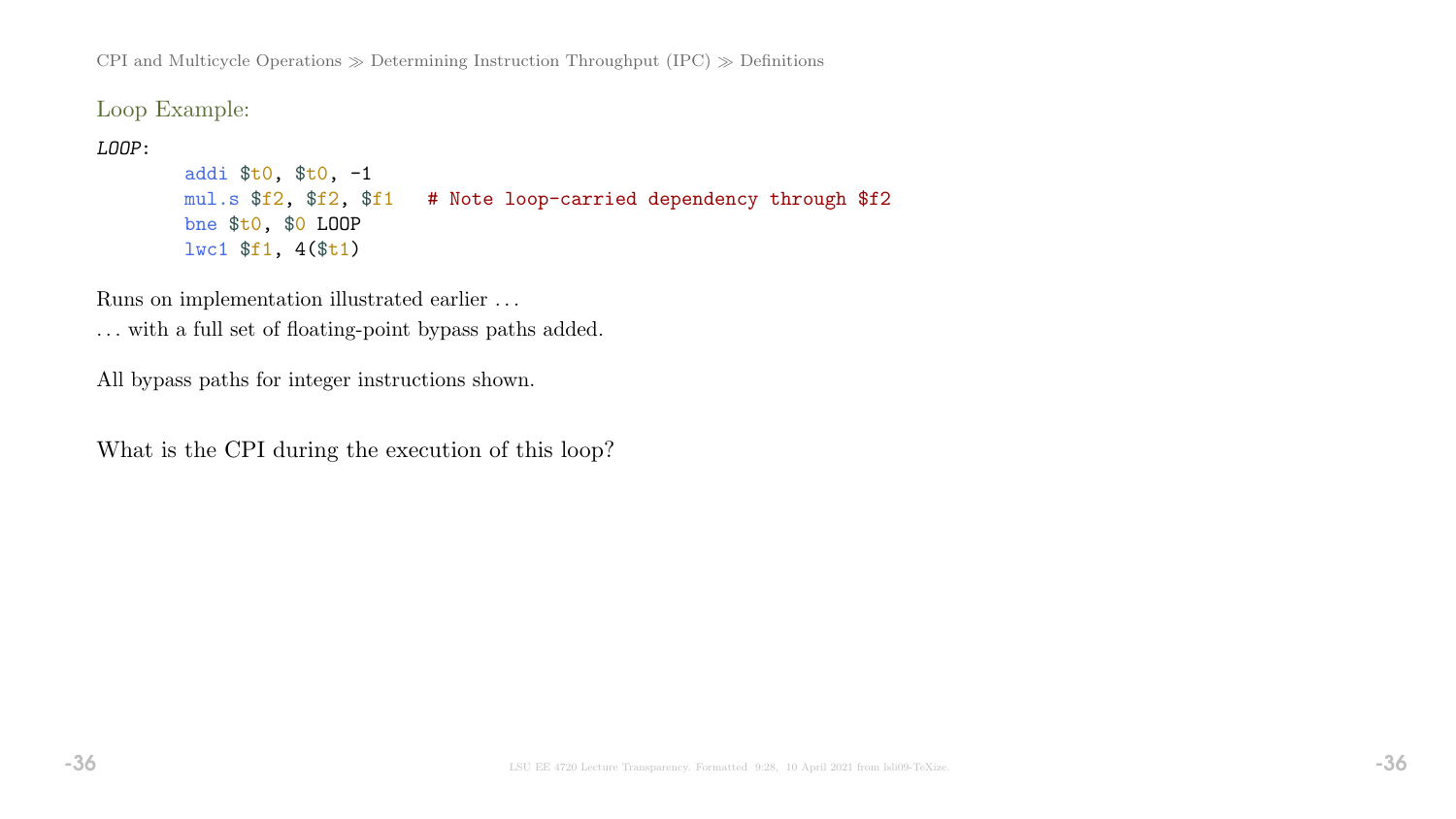Loop Example:

```
LOOP:
        addi $t0, $t0, -1
        mul.s $f2, $f2, $f1   # Note loop-carried dependency through $f2
        bne $t0, $0 LOOP
        lwc1 $f1, 4($t1)
```

Runs on implementation illustrated earlier ...

... with a full set of floating-point bypass paths added.

All bypass paths for integer instructions shown.

What is the CPI during the execution of this loop?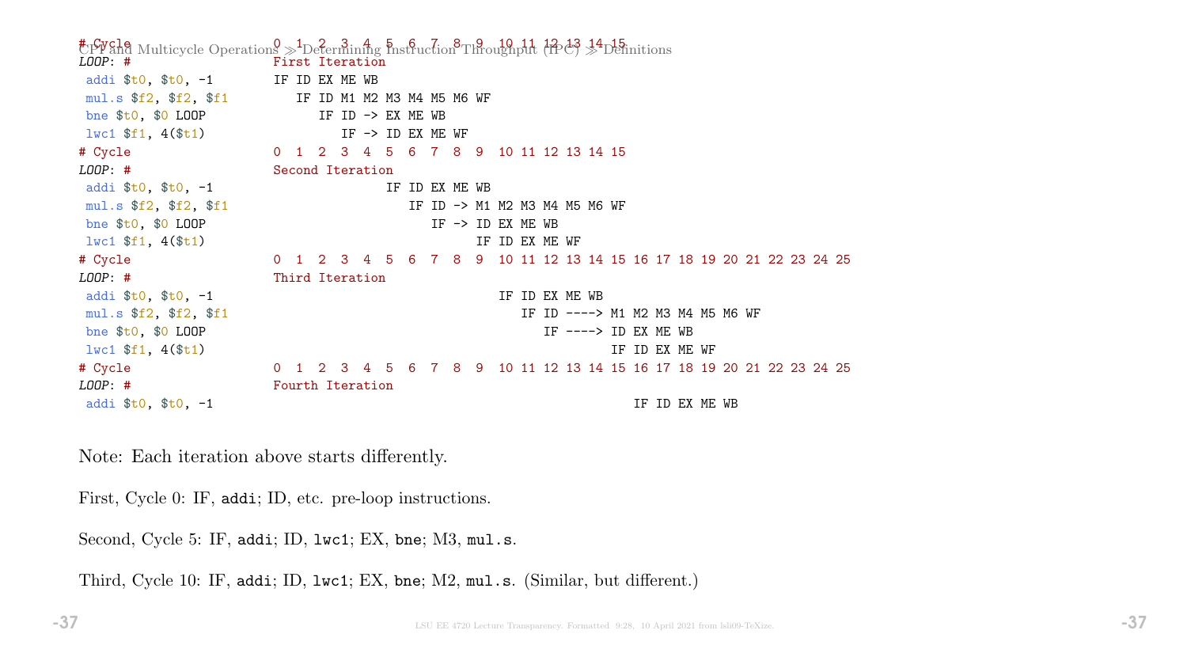```
# Cycle                 0  1  2  3  4  5  6  7  8  9  10 11 12 13 14 15
LOOP: #                 First Iteration
 addi $t0, $t0, -1      IF ID EX ME WB
 mul.s $f2, $f2, $f1       IF ID M1 M2 M3 M4 M5 M6 WF
 bne $t0, $0 LOOP             IF ID -> EX ME WB
 lwc1 $f1, 4($t1)                IF -> ID EX ME WF
# Cycle                 0  1  2  3  4  5  6  7  8  9  10 11 12 13 14 15
LOOP: #                 Second Iteration
 addi $t0, $t0, -1                     IF ID EX ME WB
 mul.s $f2, $f2, $f1                      IF ID -> M1 M2 M3 M4 M5 M6 WF
 bne $t0, $0 LOOP                            IF -> ID EX ME WB
 lwc1 $f1, 4($t1)                                  IF ID EX ME WF
# Cycle                 0  1  2  3  4  5  6  7  8  9  10 11 12 13 14 15 16 17 18 19 20 21 22 23 24 25
LOOP: #                 Third Iteration
 addi $t0, $t0, -1                                    IF ID EX ME WB
 mul.s $f2, $f2, $f1                                     IF ID ----> M1 M2 M3 M4 M5 M6 WF
 bne $t0, $0 LOOP                                           IF ----> ID EX ME WB
 lwc1 $f1, 4($t1)                                                    IF ID EX ME WF
# Cycle                 0  1  2  3  4  5  6  7  8  9  10 11 12 13 14 15 16 17 18 19 20 21 22 23 24 25
LOOP: #                 Fourth Iteration
 addi $t0, $t0, -1                                                      IF ID EX ME WB
```

Note: Each iteration above starts differently.

First, Cycle 0: IF, `addi`; ID, etc. pre-loop instructions.

Second, Cycle 5: IF, `addi`; ID, `lwc1`; EX, `bne`; M3, `mul.s`.

Third, Cycle 10: IF, `addi`; ID, `lwc1`; EX, `bne`; M2, `mul.s`. (Similar, but different.)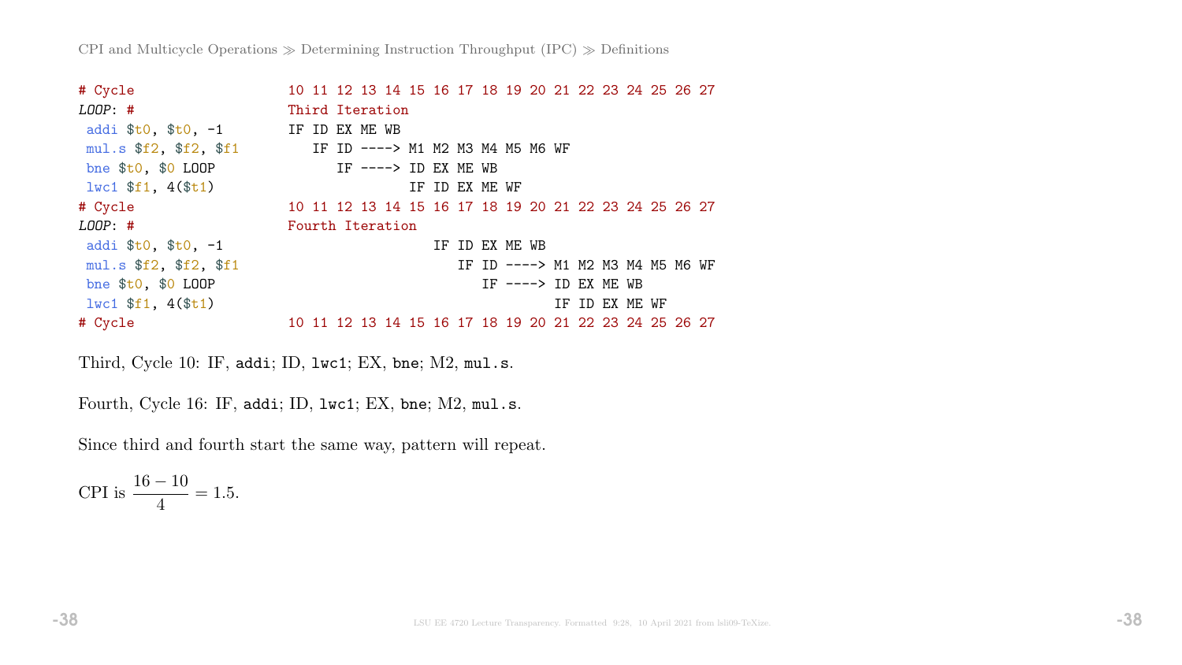CPI and Multicycle Operations ≫ Determining Instruction Throughput (IPC) ≫ Definitions

```
# Cycle                  10 11 12 13 14 15 16 17 18 19 20 21 22 23 24 25 26 27
LOOP: #                  Third Iteration
 addi $t0, $t0, -1       IF ID EX ME WB
 mul.s $f2, $f2, $f1        IF ID ----> M1 M2 M3 M4 M5 M6 WF
 bne $t0, $0 LOOP              IF ----> ID EX ME WB
 lwc1 $f1, 4($t1)                       IF ID EX ME WF
# Cycle                  10 11 12 13 14 15 16 17 18 19 20 21 22 23 24 25 26 27
LOOP: #                  Fourth Iteration
 addi $t0, $t0, -1                            IF ID EX ME WB
 mul.s $f2, $f2, $f1                             IF ID ----> M1 M2 M3 M4 M5 M6 WF
 bne $t0, $0 LOOP                                   IF ----> ID EX ME WB
 lwc1 $f1, 4($t1)                                            IF ID EX ME WF
# Cycle                  10 11 12 13 14 15 16 17 18 19 20 21 22 23 24 25 26 27
```

Third, Cycle 10: IF, `addi`; ID, `lwc1`; EX, `bne`; M2, `mul.s`.

Fourth, Cycle 16: IF, `addi`; ID, `lwc1`; EX, `bne`; M2, `mul.s`.

Since third and fourth start the same way, pattern will repeat.

CPI is $\frac{16-10}{4} = 1.5$.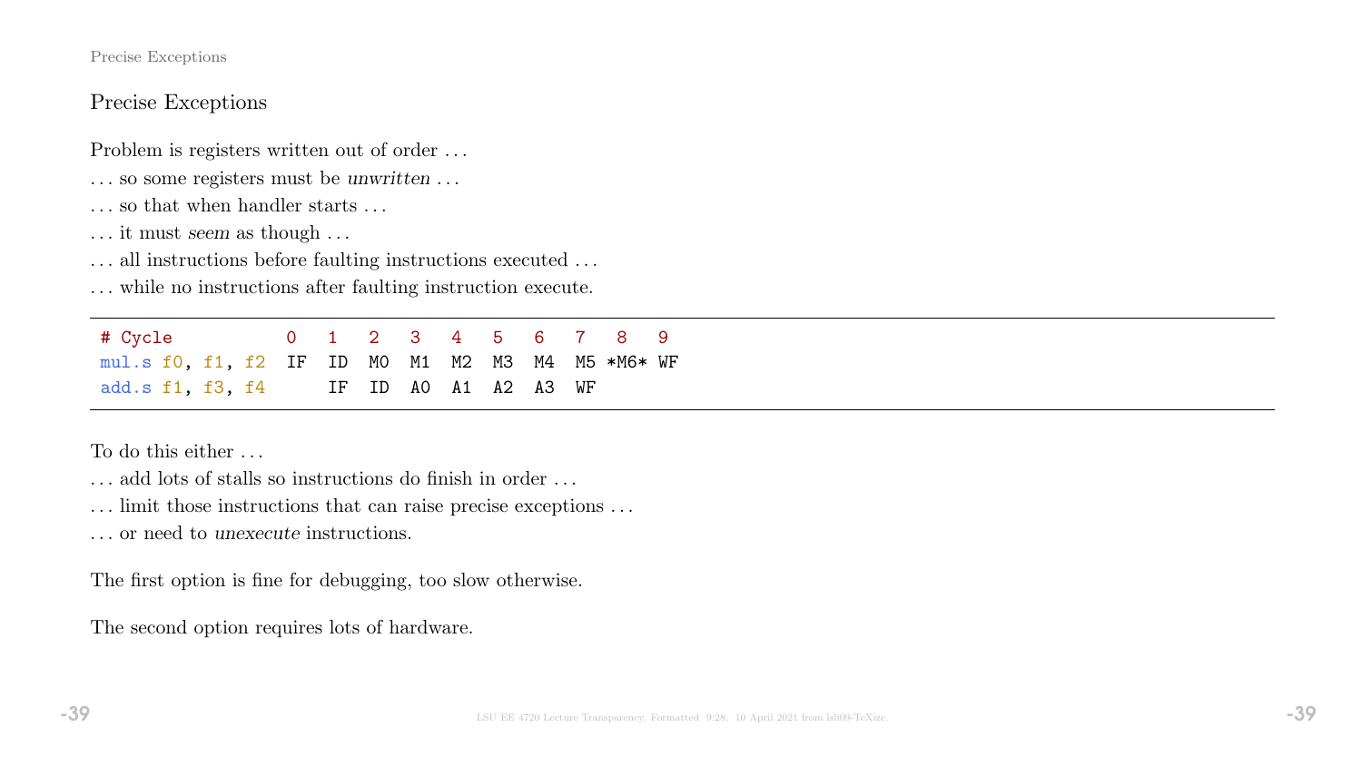## Precise Exceptions

Problem is registers written out of order . . .

. . . so some registers must be *unwritten* . . .

. . . so that when handler starts . . .

. . . it must *seem* as though . . .

. . . all instructions before faulting instructions executed . . .

. . . while no instructions after faulting instruction execute.

```
# Cycle          0   1   2   3   4   5   6   7   8   9
mul.s f0, f1, f2 IF  ID  M0  M1  M2  M3  M4  M5 *M6* WF
add.s f1, f3, f4     IF  ID  A0  A1  A2  A3  WF
```

To do this either . . .

. . . add lots of stalls so instructions do finish in order . . .

. . . limit those instructions that can raise precise exceptions . . .

. . . or need to *unexecute* instructions.

The first option is fine for debugging, too slow otherwise.

The second option requires lots of hardware.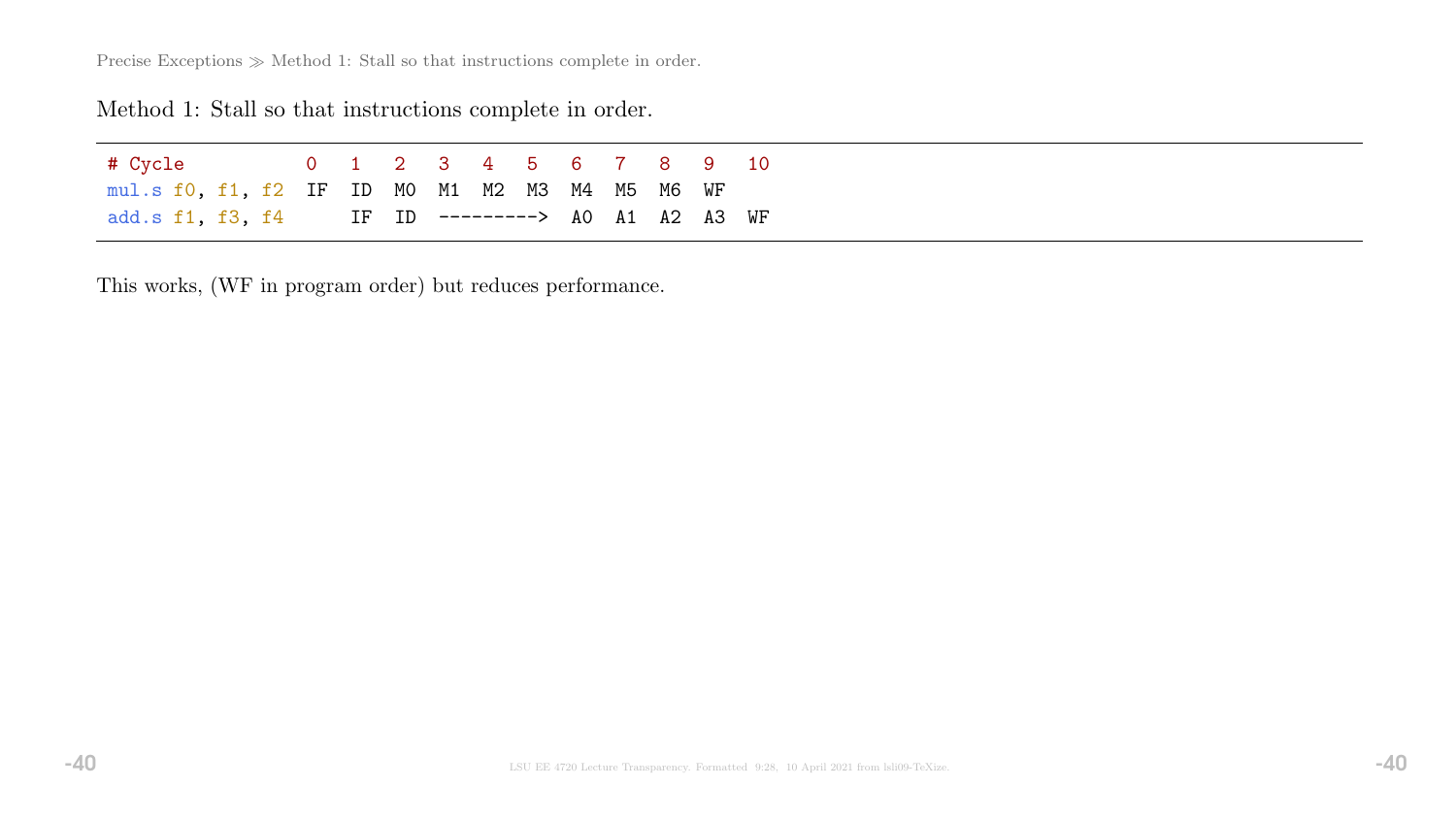Method 1: Stall so that instructions complete in order.

```
# Cycle          0   1   2   3   4   5   6   7   8   9   10
mul.s f0, f1, f2  IF  ID  M0  M1  M2  M3  M4  M5  M6  WF
add.s f1, f3, f4      IF  ID  --------->  A0  A1  A2  A3  WF
```

This works, (WF in program order) but reduces performance.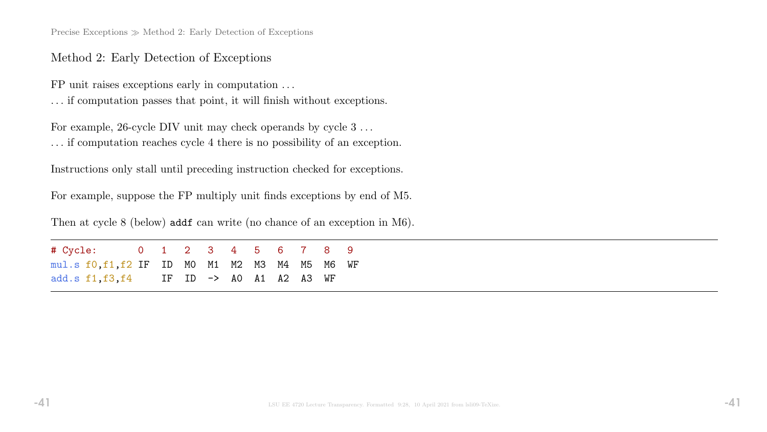## Method 2: Early Detection of Exceptions

FP unit raises exceptions early in computation ...

... if computation passes that point, it will finish without exceptions.

For example, 26-cycle DIV unit may check operands by cycle 3 ...

... if computation reaches cycle 4 there is no possibility of an exception.

Instructions only stall until preceding instruction checked for exceptions.

For example, suppose the FP multiply unit finds exceptions by end of M5.

Then at cycle 8 (below) `addf` can write (no chance of an exception in M6).

```
# Cycle:       0   1   2   3   4   5   6   7   8   9
mul.s f0,f1,f2 IF  ID  M0  M1  M2  M3  M4  M5  M6  WF
add.s f1,f3,f4     IF  ID  ->  A0  A1  A2  A3  WF
```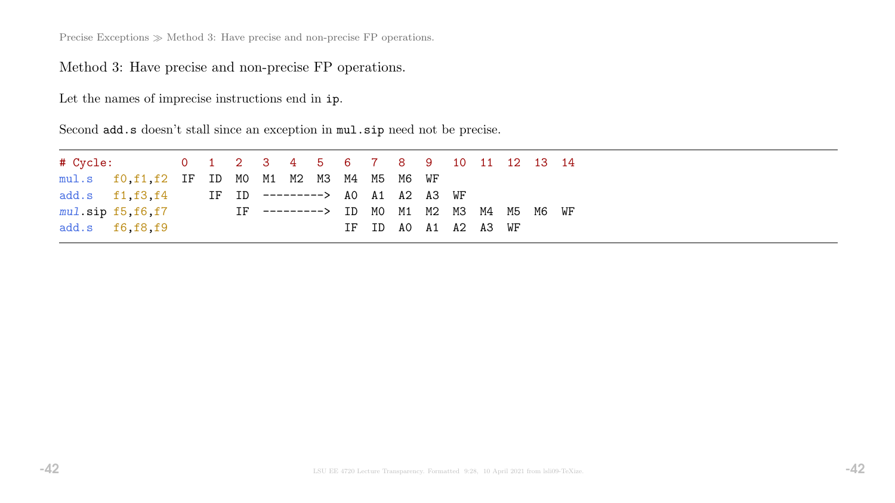Method 3: Have precise and non-precise FP operations.

Let the names of imprecise instructions end in `ip`.

Second `add.s` doesn't stall since an exception in `mul.sip` need not be precise.

```
# Cycle:          0   1   2   3   4   5   6   7   8   9   10  11  12  13  14
mul.s   f0,f1,f2  IF  ID  M0  M1  M2  M3  M4  M5  M6  WF
add.s   f1,f3,f4      IF  ID  --------->  A0  A1  A2  A3  WF
mul.sip f5,f6,f7          IF  --------->  ID  M0  M1  M2  M3  M4  M5  M6  WF
add.s   f6,f8,f9                          IF  ID  A0  A1  A2  A3  WF
```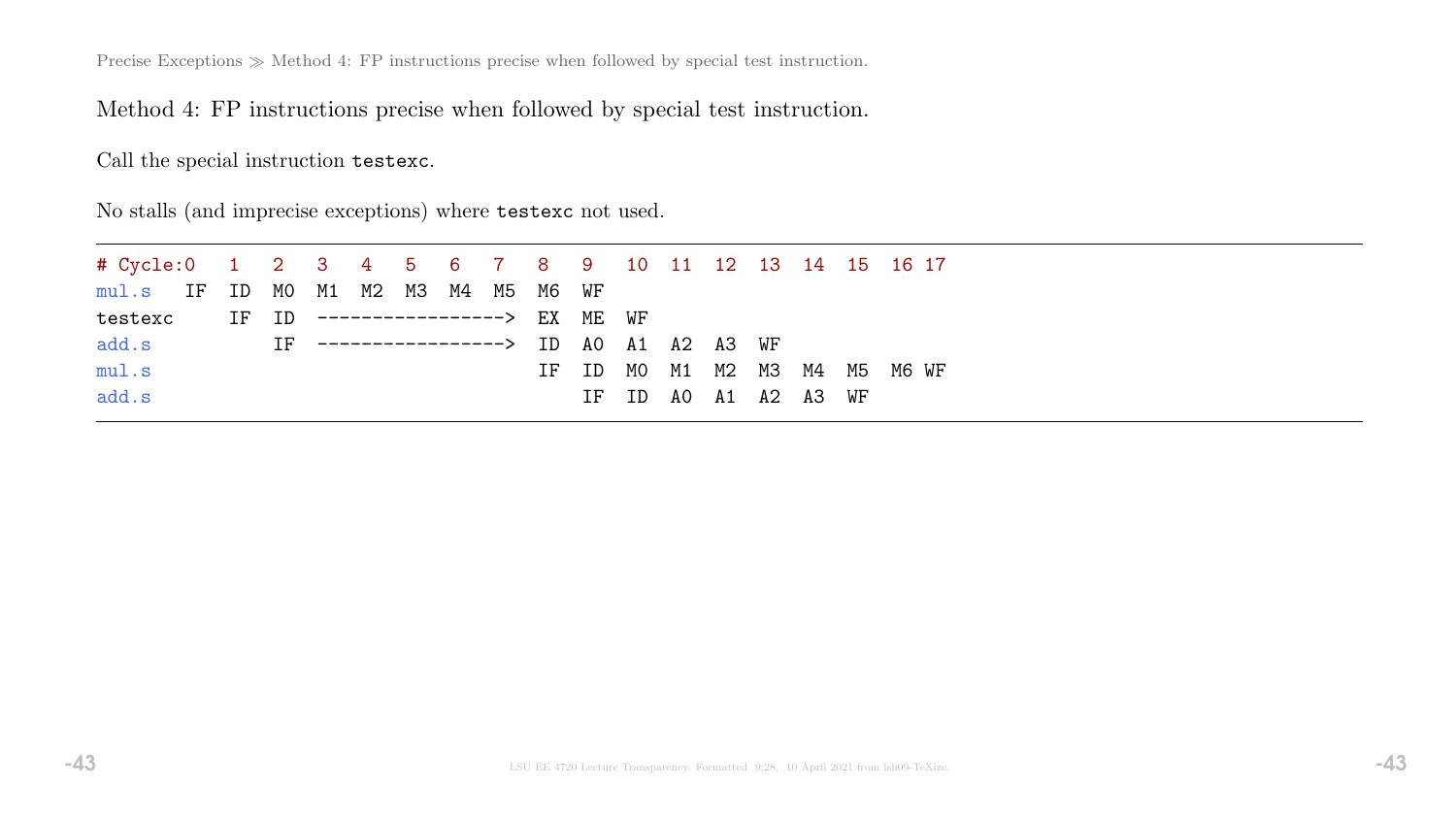Method 4: FP instructions precise when followed by special test instruction.

Call the special instruction `testexc`.

No stalls (and imprecise exceptions) where `testexc` not used.

```
# Cycle:0   1   2   3   4   5   6   7   8   9   10  11  12  13  14  15  16 17
mul.s   IF  ID  M0  M1  M2  M3  M4  M5  M6  WF
testexc     IF  ID  ----------------->  EX  ME  WF
add.s           IF  ----------------->  ID  A0  A1  A2  A3  WF
mul.s                                   IF  ID  M0  M1  M2  M3  M4  M5  M6 WF
add.s                                       IF  ID  A0  A1  A2  A3  WF
```